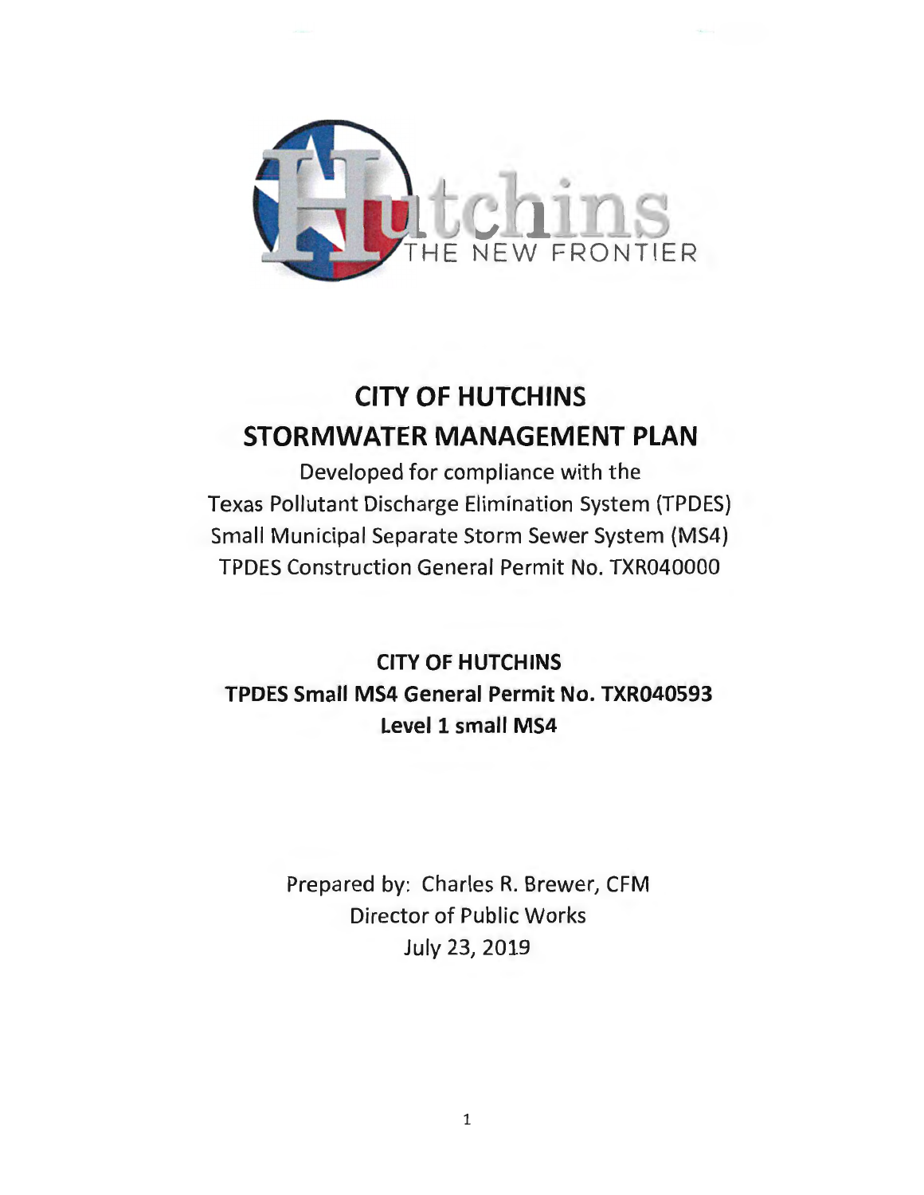Hutchins

THE NEW FRONTIER

# CITY OF HUTCHINS
# STORMWATER MANAGEMENT PLAN

Developed for compliance with the
Texas Pollutant Discharge Elimination System (TPDES)
Small Municipal Separate Storm Sewer System (MS4)
TPDES Construction General Permit No. TXR040000

## CITY OF HUTCHINS
## TPDES Small MS4 General Permit No. TXR040593
## Level 1 small MS4

Prepared by: Charles R. Brewer, CFM
Director of Public Works
July 23, 2019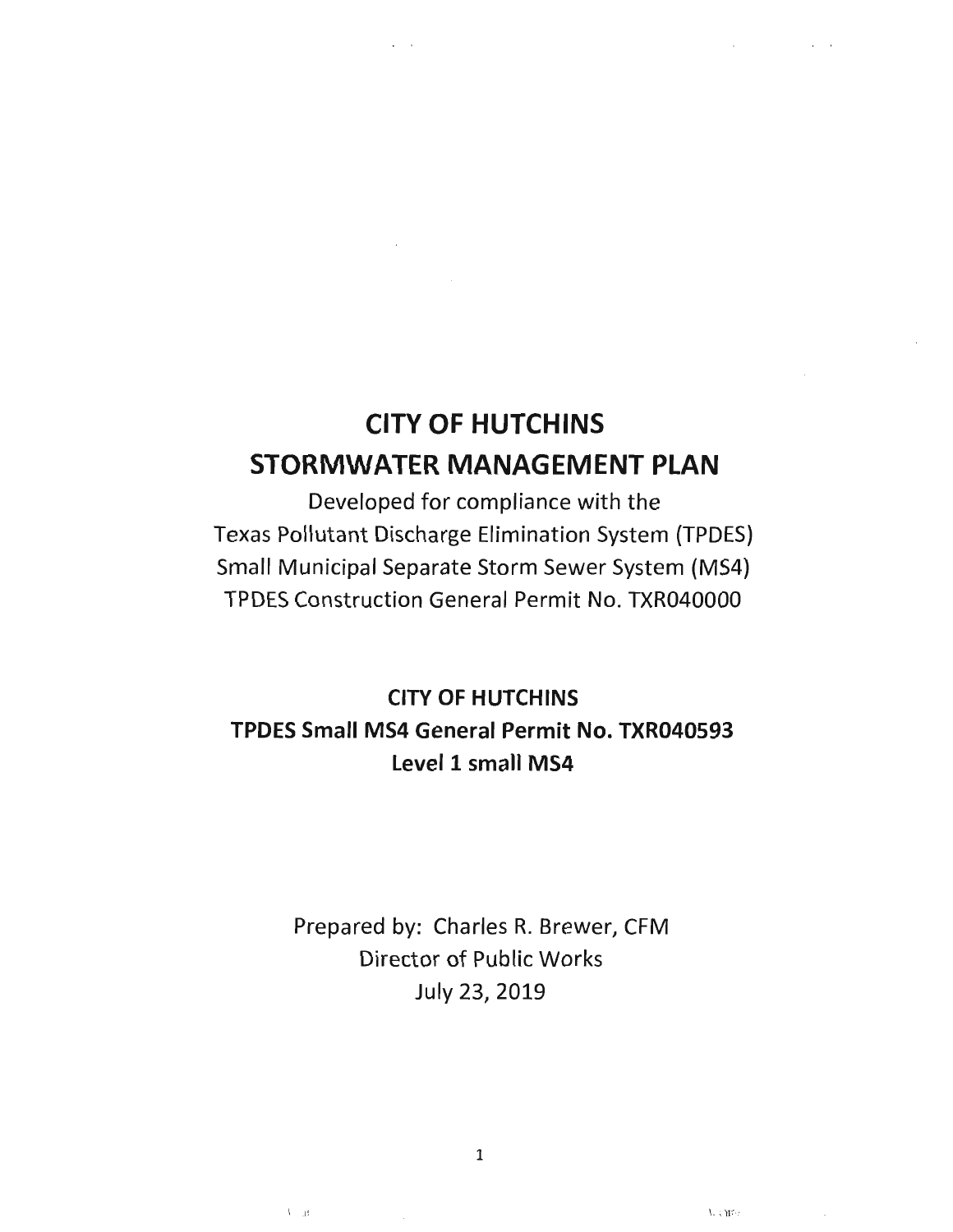# CITY OF HUTCHINS
# STORMWATER MANAGEMENT PLAN

Developed for compliance with the
Texas Pollutant Discharge Elimination System (TPDES)
Small Municipal Separate Storm Sewer System (MS4)
TPDES Construction General Permit No. TXR040000

**CITY OF HUTCHINS**
**TPDES Small MS4 General Permit No. TXR040593**
**Level 1 small MS4**

Prepared by: Charles R. Brewer, CFM
Director of Public Works
July 23, 2019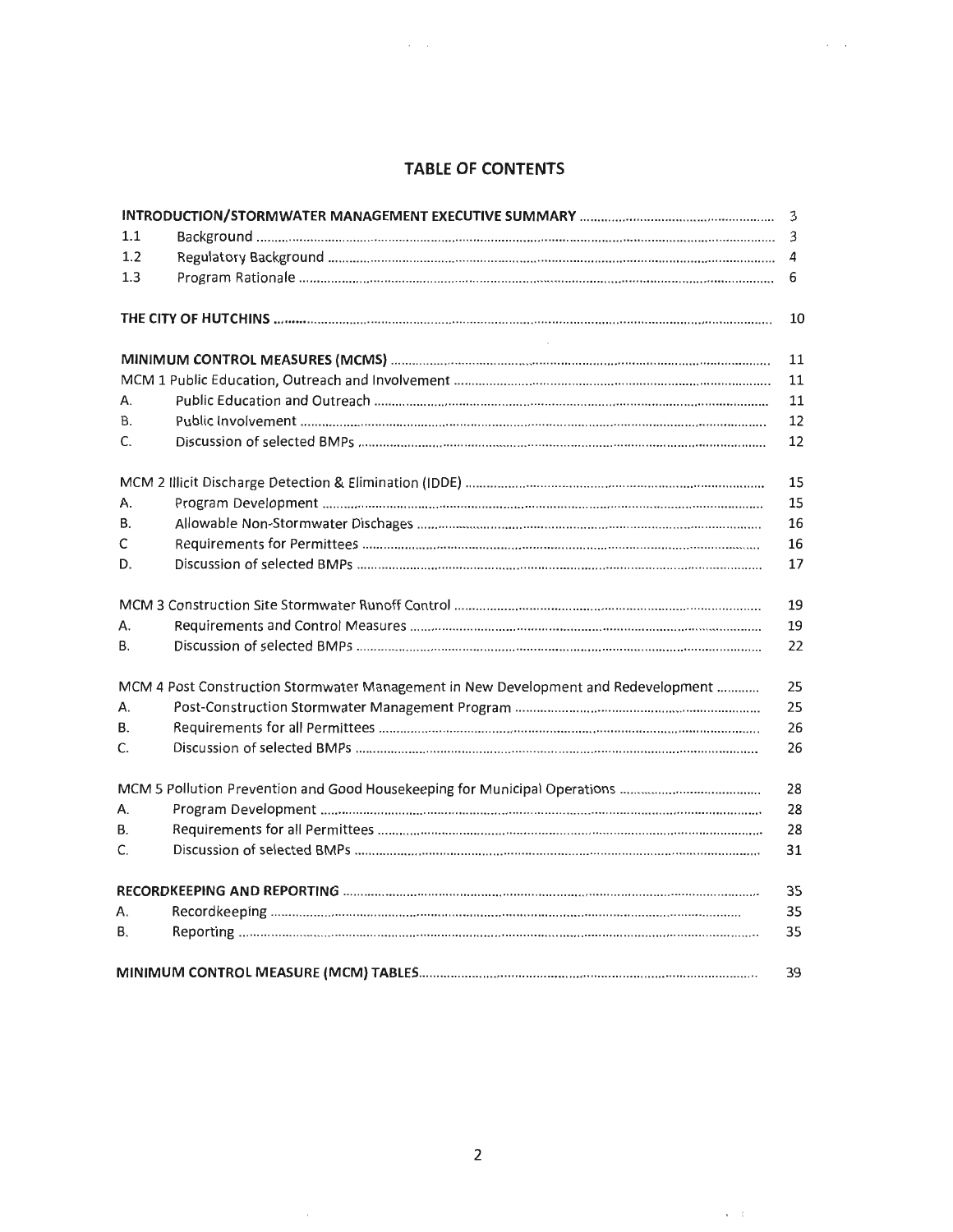## TABLE OF CONTENTS

| | | |
|---|---|---|
| **INTRODUCTION/STORMWATER MANAGEMENT EXECUTIVE SUMMARY** | | 3 |
| 1.1 | Background | 3 |
| 1.2 | Regulatory Background | 4 |
| 1.3 | Program Rationale | 6 |
| **THE CITY OF HUTCHINS** | | 10 |
| **MINIMUM CONTROL MEASURES (MCMS)** | | 11 |
| MCM 1 Public Education, Outreach and Involvement | | 11 |
| A. | Public Education and Outreach | 11 |
| B. | Public Involvement | 12 |
| C. | Discussion of selected BMPs | 12 |
| MCM 2 Illicit Discharge Detection & Elimination (IDDE) | | 15 |
| A. | Program Development | 15 |
| B. | Allowable Non-Stormwater Dischages | 16 |
| C | Requirements for Permittees | 16 |
| D. | Discussion of selected BMPs | 17 |
| MCM 3 Construction Site Stormwater Runoff Control | | 19 |
| A. | Requirements and Control Measures | 19 |
| B. | Discussion of selected BMPs | 22 |
| MCM 4 Post Construction Stormwater Management in New Development and Redevelopment | | 25 |
| A. | Post-Construction Stormwater Management Program | 25 |
| B. | Requirements for all Permittees | 26 |
| C. | Discussion of selected BMPs | 26 |
| MCM 5 Pollution Prevention and Good Housekeeping for Municipal Operations | | 28 |
| A. | Program Development | 28 |
| B. | Requirements for all Permittees | 28 |
| C. | Discussion of selected BMPs | 31 |
| **RECORDKEEPING AND REPORTING** | | 35 |
| A. | Recordkeeping | 35 |
| B. | Reporting | 35 |
| **MINIMUM CONTROL MEASURE (MCM) TABLES** | | 39 |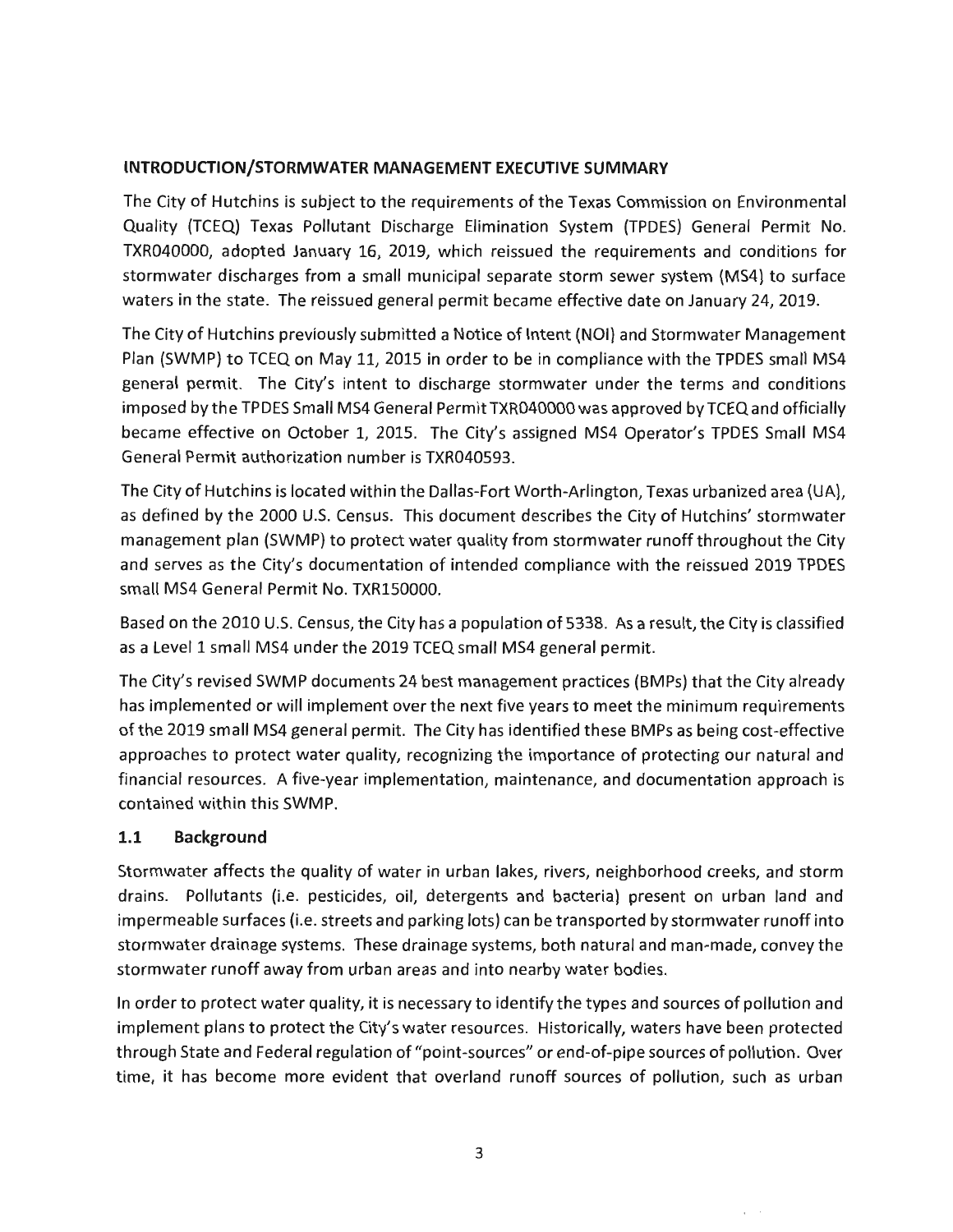## INTRODUCTION/STORMWATER MANAGEMENT EXECUTIVE SUMMARY

The City of Hutchins is subject to the requirements of the Texas Commission on Environmental Quality (TCEQ) Texas Pollutant Discharge Elimination System (TPDES) General Permit No. TXR040000, adopted January 16, 2019, which reissued the requirements and conditions for stormwater discharges from a small municipal separate storm sewer system (MS4) to surface waters in the state. The reissued general permit became effective date on January 24, 2019.

The City of Hutchins previously submitted a Notice of Intent (NOI) and Stormwater Management Plan (SWMP) to TCEQ on May 11, 2015 in order to be in compliance with the TPDES small MS4 general permit. The City's intent to discharge stormwater under the terms and conditions imposed by the TPDES Small MS4 General Permit TXR040000 was approved by TCEQ and officially became effective on October 1, 2015. The City's assigned MS4 Operator's TPDES Small MS4 General Permit authorization number is TXR040593.

The City of Hutchins is located within the Dallas-Fort Worth-Arlington, Texas urbanized area (UA), as defined by the 2000 U.S. Census. This document describes the City of Hutchins' stormwater management plan (SWMP) to protect water quality from stormwater runoff throughout the City and serves as the City's documentation of intended compliance with the reissued 2019 TPDES small MS4 General Permit No. TXR150000.

Based on the 2010 U.S. Census, the City has a population of 5338. As a result, the City is classified as a Level 1 small MS4 under the 2019 TCEQ small MS4 general permit.

The City's revised SWMP documents 24 best management practices (BMPs) that the City already has implemented or will implement over the next five years to meet the minimum requirements of the 2019 small MS4 general permit. The City has identified these BMPs as being cost-effective approaches to protect water quality, recognizing the importance of protecting our natural and financial resources. A five-year implementation, maintenance, and documentation approach is contained within this SWMP.

### 1.1 Background

Stormwater affects the quality of water in urban lakes, rivers, neighborhood creeks, and storm drains. Pollutants (i.e. pesticides, oil, detergents and bacteria) present on urban land and impermeable surfaces (i.e. streets and parking lots) can be transported by stormwater runoff into stormwater drainage systems. These drainage systems, both natural and man-made, convey the stormwater runoff away from urban areas and into nearby water bodies.

In order to protect water quality, it is necessary to identify the types and sources of pollution and implement plans to protect the City's water resources. Historically, waters have been protected through State and Federal regulation of "point-sources" or end-of-pipe sources of pollution. Over time, it has become more evident that overland runoff sources of pollution, such as urban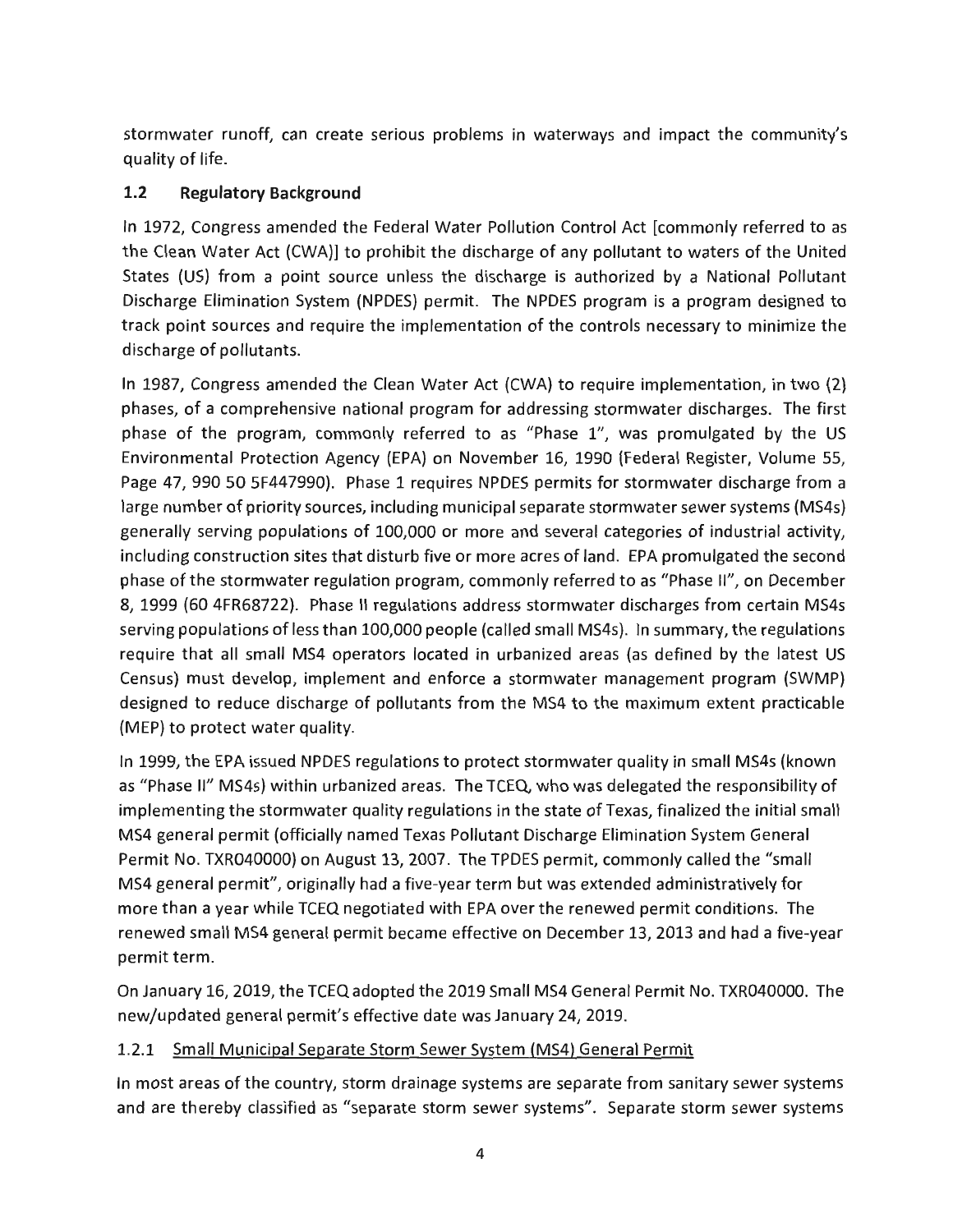stormwater runoff, can create serious problems in waterways and impact the community's quality of life.

## 1.2 Regulatory Background

In 1972, Congress amended the Federal Water Pollution Control Act [commonly referred to as the Clean Water Act (CWA)] to prohibit the discharge of any pollutant to waters of the United States (US) from a point source unless the discharge is authorized by a National Pollutant Discharge Elimination System (NPDES) permit. The NPDES program is a program designed to track point sources and require the implementation of the controls necessary to minimize the discharge of pollutants.

In 1987, Congress amended the Clean Water Act (CWA) to require implementation, in two (2) phases, of a comprehensive national program for addressing stormwater discharges. The first phase of the program, commonly referred to as "Phase 1", was promulgated by the US Environmental Protection Agency (EPA) on November 16, 1990 (Federal Register, Volume 55, Page 47, 990 50 5F447990). Phase 1 requires NPDES permits for stormwater discharge from a large number of priority sources, including municipal separate stormwater sewer systems (MS4s) generally serving populations of 100,000 or more and several categories of industrial activity, including construction sites that disturb five or more acres of land. EPA promulgated the second phase of the stormwater regulation program, commonly referred to as "Phase II", on December 8, 1999 (60 4FR68722). Phase II regulations address stormwater discharges from certain MS4s serving populations of less than 100,000 people (called small MS4s). In summary, the regulations require that all small MS4 operators located in urbanized areas (as defined by the latest US Census) must develop, implement and enforce a stormwater management program (SWMP) designed to reduce discharge of pollutants from the MS4 to the maximum extent practicable (MEP) to protect water quality.

In 1999, the EPA issued NPDES regulations to protect stormwater quality in small MS4s (known as "Phase II" MS4s) within urbanized areas. The TCEQ, who was delegated the responsibility of implementing the stormwater quality regulations in the state of Texas, finalized the initial small MS4 general permit (officially named Texas Pollutant Discharge Elimination System General Permit No. TXR040000) on August 13, 2007. The TPDES permit, commonly called the "small MS4 general permit", originally had a five-year term but was extended administratively for more than a year while TCEQ negotiated with EPA over the renewed permit conditions. The renewed small MS4 general permit became effective on December 13, 2013 and had a five-year permit term.

On January 16, 2019, the TCEQ adopted the 2019 Small MS4 General Permit No. TXR040000. The new/updated general permit's effective date was January 24, 2019.

### 1.2.1 Small Municipal Separate Storm Sewer System (MS4) General Permit

In most areas of the country, storm drainage systems are separate from sanitary sewer systems and are thereby classified as "separate storm sewer systems". Separate storm sewer systems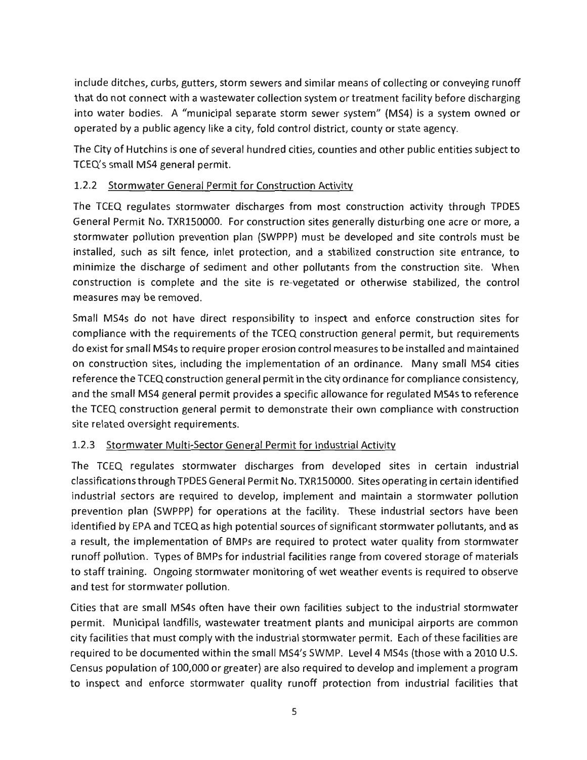include ditches, curbs, gutters, storm sewers and similar means of collecting or conveying runoff that do not connect with a wastewater collection system or treatment facility before discharging into water bodies. A "municipal separate storm sewer system" (MS4) is a system owned or operated by a public agency like a city, fold control district, county or state agency.

The City of Hutchins is one of several hundred cities, counties and other public entities subject to TCEQ's small MS4 general permit.

### 1.2.2 Stormwater General Permit for Construction Activity

The TCEQ regulates stormwater discharges from most construction activity through TPDES General Permit No. TXR150000. For construction sites generally disturbing one acre or more, a stormwater pollution prevention plan (SWPPP) must be developed and site controls must be installed, such as silt fence, inlet protection, and a stabilized construction site entrance, to minimize the discharge of sediment and other pollutants from the construction site. When construction is complete and the site is re-vegetated or otherwise stabilized, the control measures may be removed.

Small MS4s do not have direct responsibility to inspect and enforce construction sites for compliance with the requirements of the TCEQ construction general permit, but requirements do exist for small MS4s to require proper erosion control measures to be installed and maintained on construction sites, including the implementation of an ordinance. Many small MS4 cities reference the TCEQ construction general permit in the city ordinance for compliance consistency, and the small MS4 general permit provides a specific allowance for regulated MS4s to reference the TCEQ construction general permit to demonstrate their own compliance with construction site related oversight requirements.

### 1.2.3 Stormwater Multi-Sector General Permit for Industrial Activity

The TCEQ regulates stormwater discharges from developed sites in certain industrial classifications through TPDES General Permit No. TXR150000. Sites operating in certain identified industrial sectors are required to develop, implement and maintain a stormwater pollution prevention plan (SWPPP) for operations at the facility. These industrial sectors have been identified by EPA and TCEQ as high potential sources of significant stormwater pollutants, and as a result, the implementation of BMPs are required to protect water quality from stormwater runoff pollution. Types of BMPs for industrial facilities range from covered storage of materials to staff training. Ongoing stormwater monitoring of wet weather events is required to observe and test for stormwater pollution.

Cities that are small MS4s often have their own facilities subject to the industrial stormwater permit. Municipal landfills, wastewater treatment plants and municipal airports are common city facilities that must comply with the industrial stormwater permit. Each of these facilities are required to be documented within the small MS4's SWMP. Level 4 MS4s (those with a 2010 U.S. Census population of 100,000 or greater) are also required to develop and implement a program to inspect and enforce stormwater quality runoff protection from industrial facilities that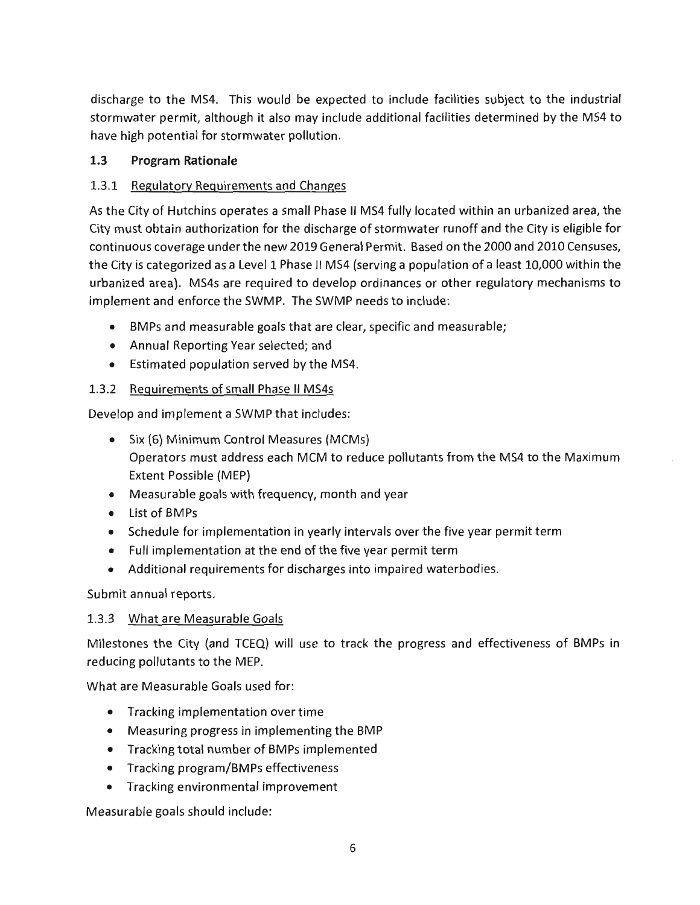discharge to the MS4. This would be expected to include facilities subject to the industrial stormwater permit, although it also may include additional facilities determined by the MS4 to have high potential for stormwater pollution.

## 1.3 Program Rationale

### 1.3.1 Regulatory Requirements and Changes

As the City of Hutchins operates a small Phase II MS4 fully located within an urbanized area, the City must obtain authorization for the discharge of stormwater runoff and the City is eligible for continuous coverage under the new 2019 General Permit. Based on the 2000 and 2010 Censuses, the City is categorized as a Level 1 Phase II MS4 (serving a population of a least 10,000 within the urbanized area). MS4s are required to develop ordinances or other regulatory mechanisms to implement and enforce the SWMP. The SWMP needs to include:

- BMPs and measurable goals that are clear, specific and measurable;
- Annual Reporting Year selected; and
- Estimated population served by the MS4.

### 1.3.2 Requirements of small Phase II MS4s

Develop and implement a SWMP that includes:

- Six (6) Minimum Control Measures (MCMs)
  Operators must address each MCM to reduce pollutants from the MS4 to the Maximum Extent Possible (MEP)
- Measurable goals with frequency, month and year
- List of BMPs
- Schedule for implementation in yearly intervals over the five year permit term
- Full implementation at the end of the five year permit term
- Additional requirements for discharges into impaired waterbodies.

Submit annual reports.

### 1.3.3 What are Measurable Goals

Milestones the City (and TCEQ) will use to track the progress and effectiveness of BMPs in reducing pollutants to the MEP.

What are Measurable Goals used for:

- Tracking implementation over time
- Measuring progress in implementing the BMP
- Tracking total number of BMPs implemented
- Tracking program/BMPs effectiveness
- Tracking environmental improvement

Measurable goals should include: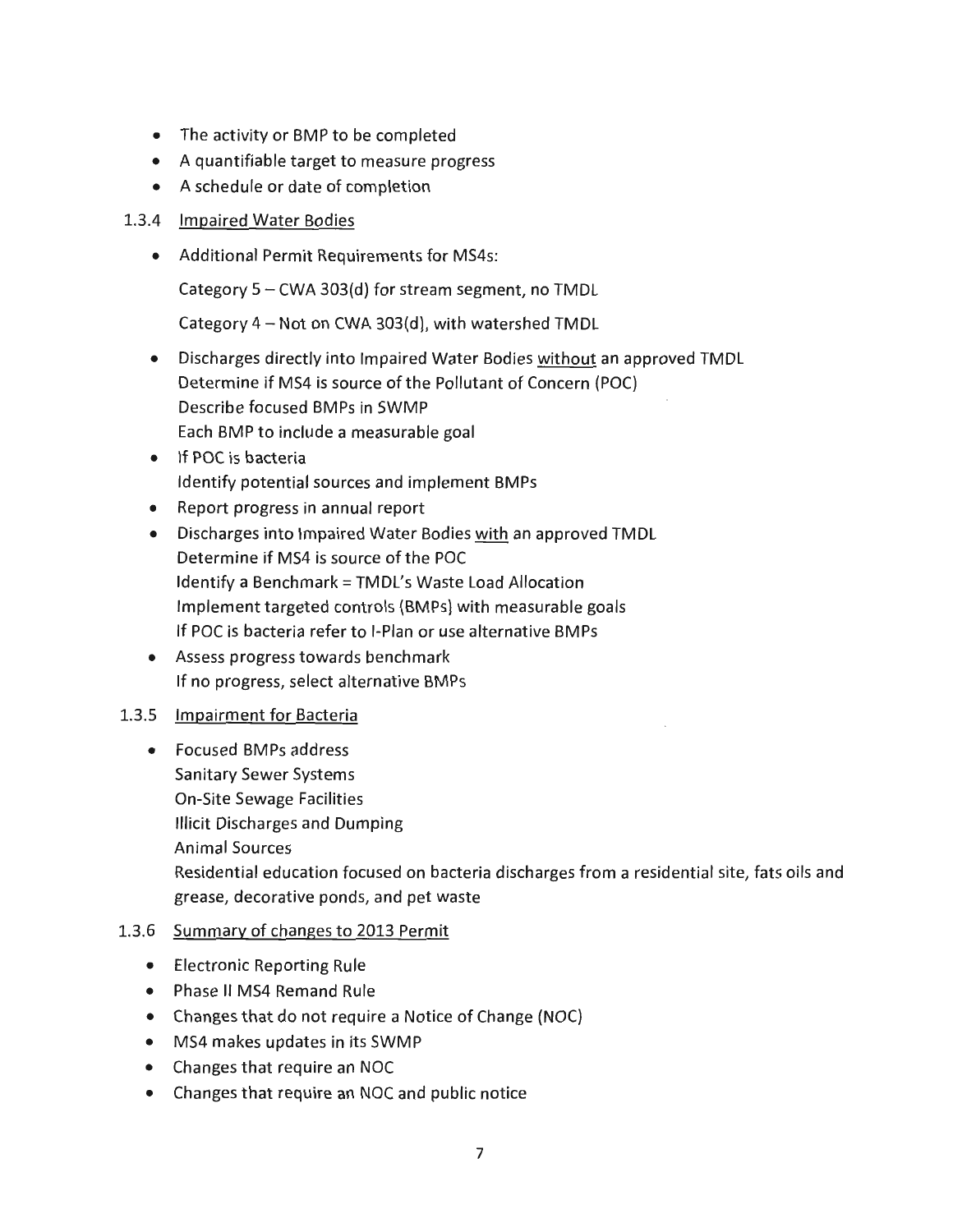- The activity or BMP to be completed
- A quantifiable target to measure progress
- A schedule or date of completion

### 1.3.4 Impaired Water Bodies

- Additional Permit Requirements for MS4s:

  Category 5 – CWA 303(d) for stream segment, no TMDL

  Category 4 – Not on CWA 303(d), with watershed TMDL

- Discharges directly into Impaired Water Bodies without an approved TMDL
  Determine if MS4 is source of the Pollutant of Concern (POC)
  Describe focused BMPs in SWMP
  Each BMP to include a measurable goal
- If POC is bacteria
  Identify potential sources and implement BMPs
- Report progress in annual report
- Discharges into Impaired Water Bodies with an approved TMDL
  Determine if MS4 is source of the POC
  Identify a Benchmark = TMDL's Waste Load Allocation
  Implement targeted controls (BMPs) with measurable goals
  If POC is bacteria refer to I-Plan or use alternative BMPs
- Assess progress towards benchmark
  If no progress, select alternative BMPs

### 1.3.5 Impairment for Bacteria

- Focused BMPs address
  Sanitary Sewer Systems
  On-Site Sewage Facilities
  Illicit Discharges and Dumping
  Animal Sources
  Residential education focused on bacteria discharges from a residential site, fats oils and grease, decorative ponds, and pet waste

### 1.3.6 Summary of changes to 2013 Permit

- Electronic Reporting Rule
- Phase II MS4 Remand Rule
- Changes that do not require a Notice of Change (NOC)
- MS4 makes updates in its SWMP
- Changes that require an NOC
- Changes that require an NOC and public notice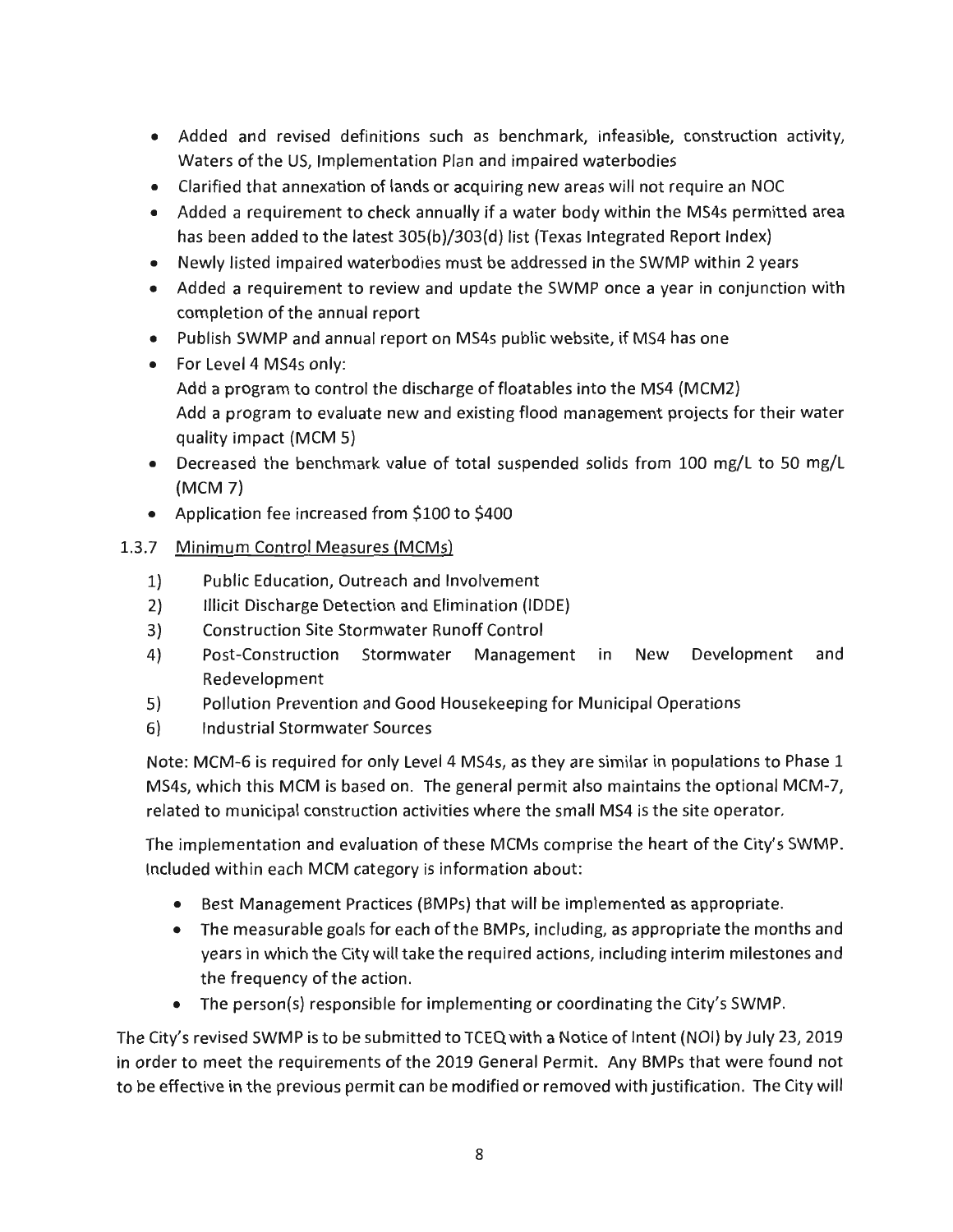- Added and revised definitions such as benchmark, infeasible, construction activity, Waters of the US, Implementation Plan and impaired waterbodies
- Clarified that annexation of lands or acquiring new areas will not require an NOC
- Added a requirement to check annually if a water body within the MS4s permitted area has been added to the latest 305(b)/303(d) list (Texas Integrated Report Index)
- Newly listed impaired waterbodies must be addressed in the SWMP within 2 years
- Added a requirement to review and update the SWMP once a year in conjunction with completion of the annual report
- Publish SWMP and annual report on MS4s public website, if MS4 has one
- For Level 4 MS4s only:
  Add a program to control the discharge of floatables into the MS4 (MCM2)
  Add a program to evaluate new and existing flood management projects for their water quality impact (MCM 5)
- Decreased the benchmark value of total suspended solids from 100 mg/L to 50 mg/L (MCM 7)
- Application fee increased from $100 to $400

### 1.3.7 Minimum Control Measures (MCMs)

1) Public Education, Outreach and Involvement
2) Illicit Discharge Detection and Elimination (IDDE)
3) Construction Site Stormwater Runoff Control
4) Post-Construction Stormwater Management in New Development and Redevelopment
5) Pollution Prevention and Good Housekeeping for Municipal Operations
6) Industrial Stormwater Sources

Note: MCM-6 is required for only Level 4 MS4s, as they are similar in populations to Phase 1 MS4s, which this MCM is based on. The general permit also maintains the optional MCM-7, related to municipal construction activities where the small MS4 is the site operator.

The implementation and evaluation of these MCMs comprise the heart of the City's SWMP. Included within each MCM category is information about:

- Best Management Practices (BMPs) that will be implemented as appropriate.
- The measurable goals for each of the BMPs, including, as appropriate the months and years in which the City will take the required actions, including interim milestones and the frequency of the action.
- The person(s) responsible for implementing or coordinating the City's SWMP.

The City's revised SWMP is to be submitted to TCEQ with a Notice of Intent (NOI) by July 23, 2019 in order to meet the requirements of the 2019 General Permit. Any BMPs that were found not to be effective in the previous permit can be modified or removed with justification. The City will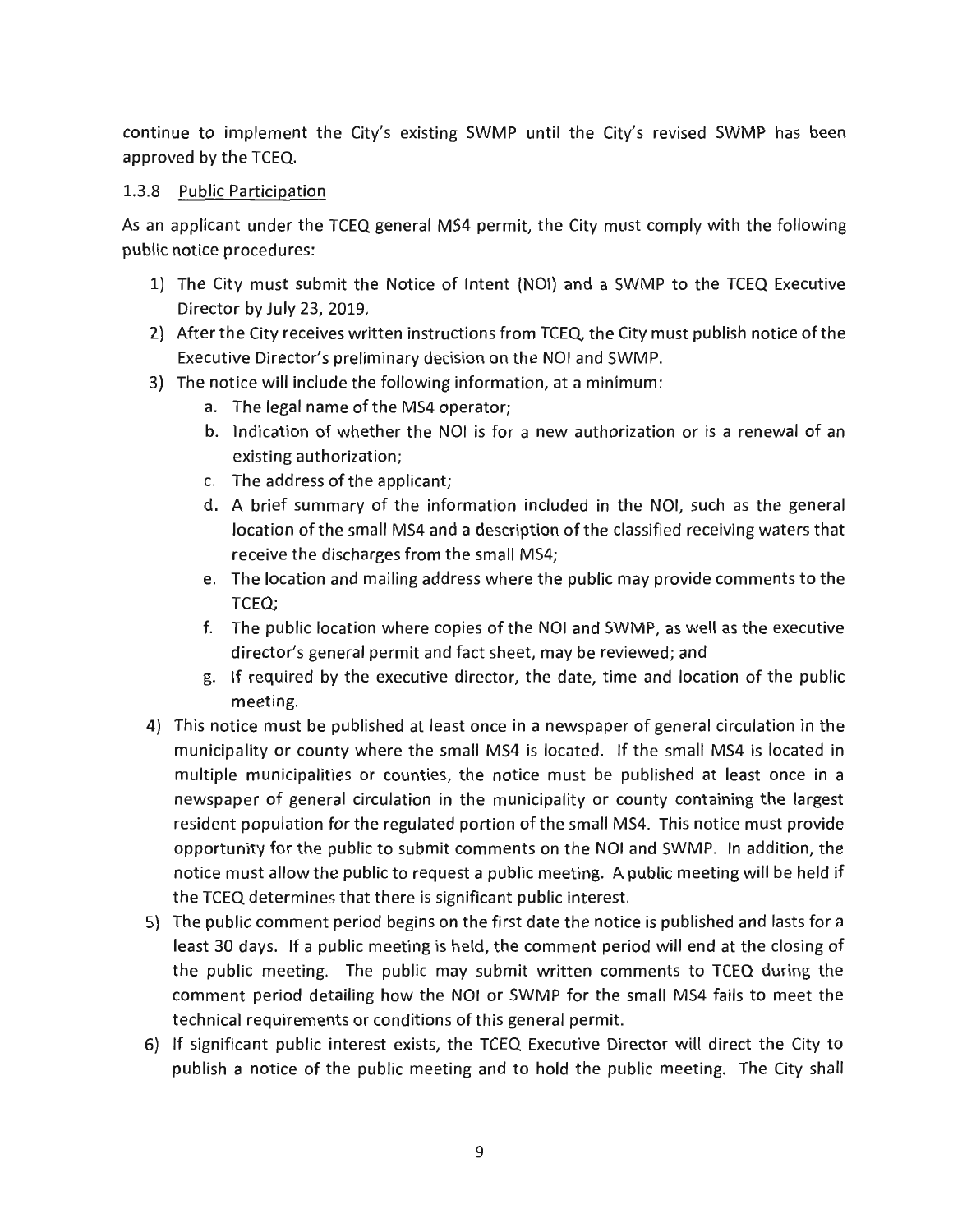continue to implement the City's existing SWMP until the City's revised SWMP has been approved by the TCEQ.

### 1.3.8 Public Participation

As an applicant under the TCEQ general MS4 permit, the City must comply with the following public notice procedures:

1) The City must submit the Notice of Intent (NOI) and a SWMP to the TCEQ Executive Director by July 23, 2019.
2) After the City receives written instructions from TCEQ, the City must publish notice of the Executive Director's preliminary decision on the NOI and SWMP.
3) The notice will include the following information, at a minimum:
   a. The legal name of the MS4 operator;
   b. Indication of whether the NOI is for a new authorization or is a renewal of an existing authorization;
   c. The address of the applicant;
   d. A brief summary of the information included in the NOI, such as the general location of the small MS4 and a description of the classified receiving waters that receive the discharges from the small MS4;
   e. The location and mailing address where the public may provide comments to the TCEQ;
   f. The public location where copies of the NOI and SWMP, as well as the executive director's general permit and fact sheet, may be reviewed; and
   g. If required by the executive director, the date, time and location of the public meeting.
4) This notice must be published at least once in a newspaper of general circulation in the municipality or county where the small MS4 is located. If the small MS4 is located in multiple municipalities or counties, the notice must be published at least once in a newspaper of general circulation in the municipality or county containing the largest resident population for the regulated portion of the small MS4. This notice must provide opportunity for the public to submit comments on the NOI and SWMP. In addition, the notice must allow the public to request a public meeting. A public meeting will be held if the TCEQ determines that there is significant public interest.
5) The public comment period begins on the first date the notice is published and lasts for a least 30 days. If a public meeting is held, the comment period will end at the closing of the public meeting. The public may submit written comments to TCEQ during the comment period detailing how the NOI or SWMP for the small MS4 fails to meet the technical requirements or conditions of this general permit.
6) If significant public interest exists, the TCEQ Executive Director will direct the City to publish a notice of the public meeting and to hold the public meeting. The City shall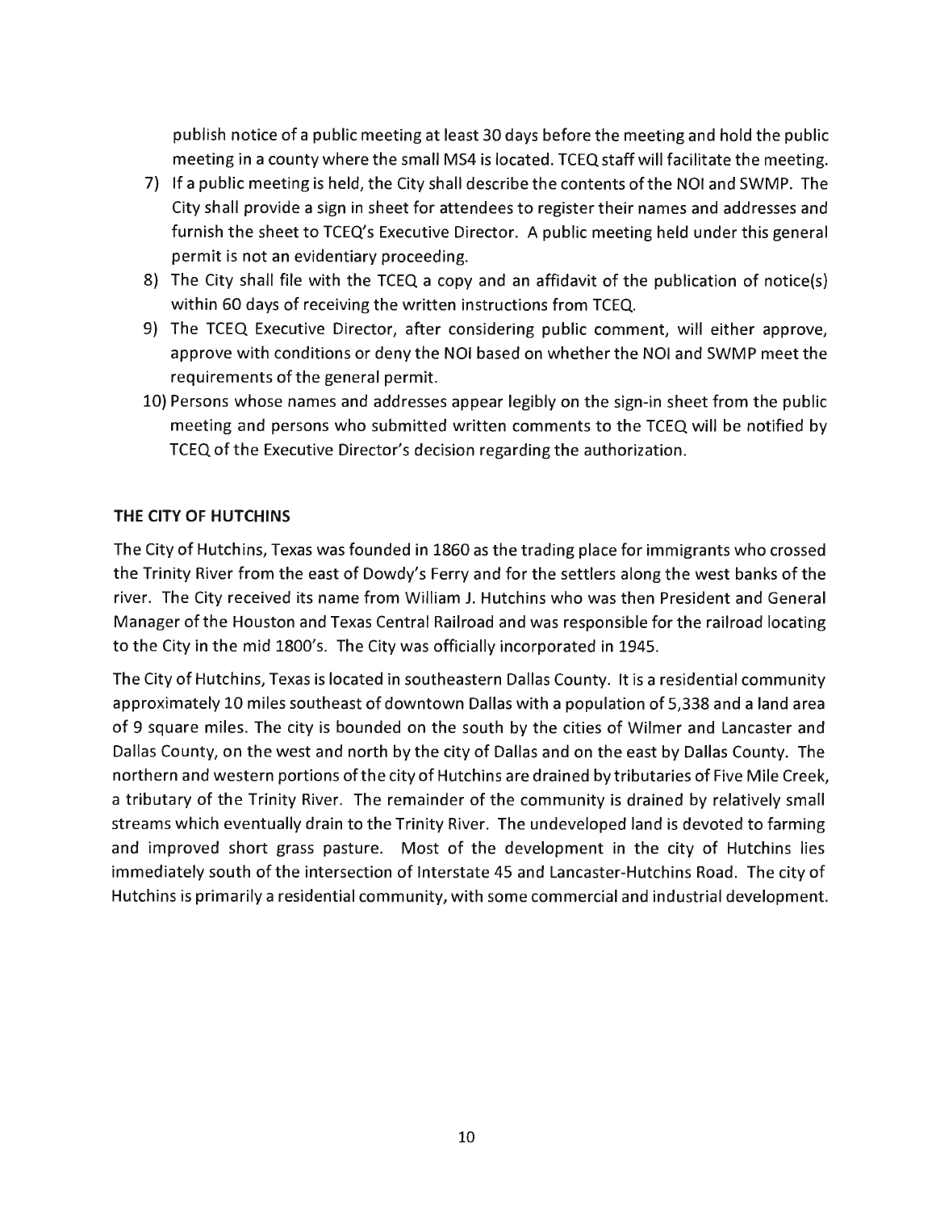publish notice of a public meeting at least 30 days before the meeting and hold the public meeting in a county where the small MS4 is located. TCEQ staff will facilitate the meeting.

7) If a public meeting is held, the City shall describe the contents of the NOI and SWMP. The City shall provide a sign in sheet for attendees to register their names and addresses and furnish the sheet to TCEQ's Executive Director. A public meeting held under this general permit is not an evidentiary proceeding.
8) The City shall file with the TCEQ a copy and an affidavit of the publication of notice(s) within 60 days of receiving the written instructions from TCEQ.
9) The TCEQ Executive Director, after considering public comment, will either approve, approve with conditions or deny the NOI based on whether the NOI and SWMP meet the requirements of the general permit.
10) Persons whose names and addresses appear legibly on the sign-in sheet from the public meeting and persons who submitted written comments to the TCEQ will be notified by TCEQ of the Executive Director's decision regarding the authorization.

**THE CITY OF HUTCHINS**

The City of Hutchins, Texas was founded in 1860 as the trading place for immigrants who crossed the Trinity River from the east of Dowdy's Ferry and for the settlers along the west banks of the river. The City received its name from William J. Hutchins who was then President and General Manager of the Houston and Texas Central Railroad and was responsible for the railroad locating to the City in the mid 1800's. The City was officially incorporated in 1945.

The City of Hutchins, Texas is located in southeastern Dallas County. It is a residential community approximately 10 miles southeast of downtown Dallas with a population of 5,338 and a land area of 9 square miles. The city is bounded on the south by the cities of Wilmer and Lancaster and Dallas County, on the west and north by the city of Dallas and on the east by Dallas County. The northern and western portions of the city of Hutchins are drained by tributaries of Five Mile Creek, a tributary of the Trinity River. The remainder of the community is drained by relatively small streams which eventually drain to the Trinity River. The undeveloped land is devoted to farming and improved short grass pasture. Most of the development in the city of Hutchins lies immediately south of the intersection of Interstate 45 and Lancaster-Hutchins Road. The city of Hutchins is primarily a residential community, with some commercial and industrial development.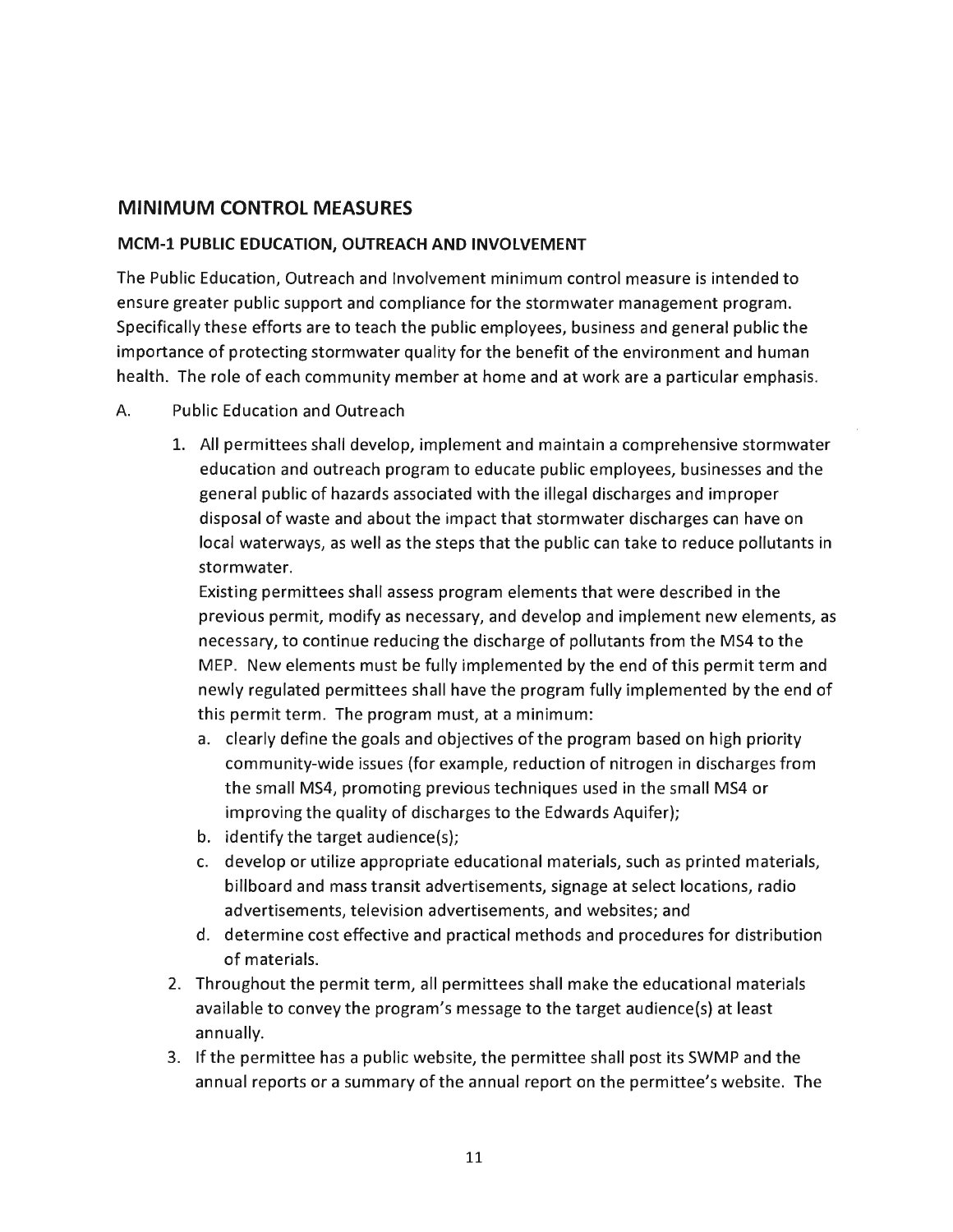## MINIMUM CONTROL MEASURES

### MCM-1 PUBLIC EDUCATION, OUTREACH AND INVOLVEMENT

The Public Education, Outreach and Involvement minimum control measure is intended to ensure greater public support and compliance for the stormwater management program. Specifically these efforts are to teach the public employees, business and general public the importance of protecting stormwater quality for the benefit of the environment and human health. The role of each community member at home and at work are a particular emphasis.

A. Public Education and Outreach

1. All permittees shall develop, implement and maintain a comprehensive stormwater education and outreach program to educate public employees, businesses and the general public of hazards associated with the illegal discharges and improper disposal of waste and about the impact that stormwater discharges can have on local waterways, as well as the steps that the public can take to reduce pollutants in stormwater.

   Existing permittees shall assess program elements that were described in the previous permit, modify as necessary, and develop and implement new elements, as necessary, to continue reducing the discharge of pollutants from the MS4 to the MEP. New elements must be fully implemented by the end of this permit term and newly regulated permittees shall have the program fully implemented by the end of this permit term. The program must, at a minimum:

   a. clearly define the goals and objectives of the program based on high priority community-wide issues (for example, reduction of nitrogen in discharges from the small MS4, promoting previous techniques used in the small MS4 or improving the quality of discharges to the Edwards Aquifer);
   b. identify the target audience(s);
   c. develop or utilize appropriate educational materials, such as printed materials, billboard and mass transit advertisements, signage at select locations, radio advertisements, television advertisements, and websites; and
   d. determine cost effective and practical methods and procedures for distribution of materials.

2. Throughout the permit term, all permittees shall make the educational materials available to convey the program's message to the target audience(s) at least annually.

3. If the permittee has a public website, the permittee shall post its SWMP and the annual reports or a summary of the annual report on the permittee's website. The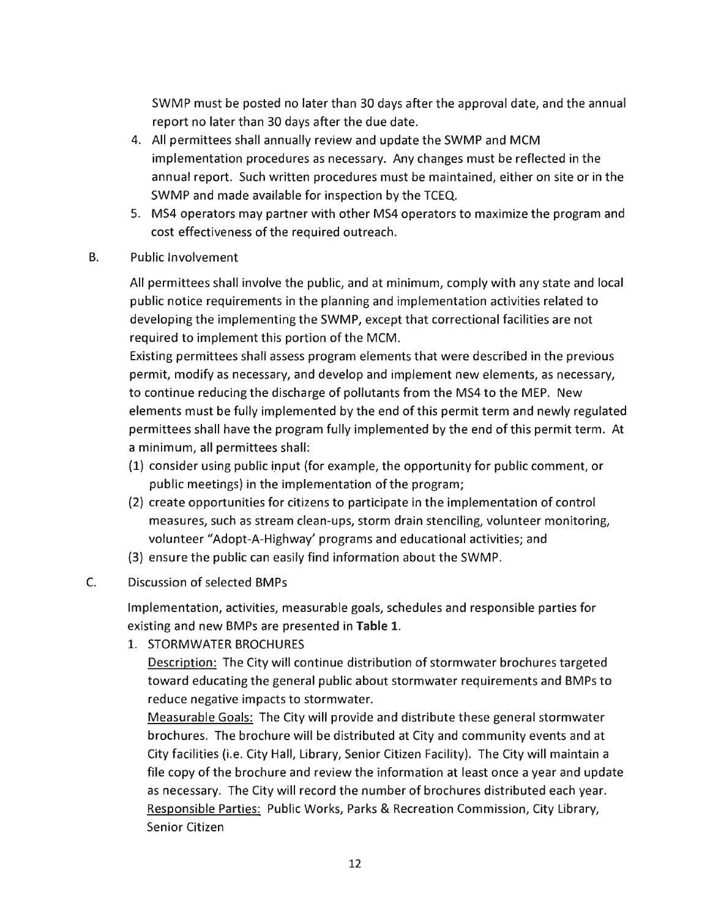SWMP must be posted no later than 30 days after the approval date, and the annual report no later than 30 days after the due date.

4. All permittees shall annually review and update the SWMP and MCM implementation procedures as necessary. Any changes must be reflected in the annual report. Such written procedures must be maintained, either on site or in the SWMP and made available for inspection by the TCEQ.
5. MS4 operators may partner with other MS4 operators to maximize the program and cost effectiveness of the required outreach.

B. Public Involvement

All permittees shall involve the public, and at minimum, comply with any state and local public notice requirements in the planning and implementation activities related to developing the implementing the SWMP, except that correctional facilities are not required to implement this portion of the MCM.

Existing permittees shall assess program elements that were described in the previous permit, modify as necessary, and develop and implement new elements, as necessary, to continue reducing the discharge of pollutants from the MS4 to the MEP. New elements must be fully implemented by the end of this permit term and newly regulated permittees shall have the program fully implemented by the end of this permit term. At a minimum, all permittees shall:

(1) consider using public input (for example, the opportunity for public comment, or public meetings) in the implementation of the program;
(2) create opportunities for citizens to participate in the implementation of control measures, such as stream clean-ups, storm drain stenciling, volunteer monitoring, volunteer "Adopt-A-Highway' programs and educational activities; and
(3) ensure the public can easily find information about the SWMP.

C. Discussion of selected BMPs

Implementation, activities, measurable goals, schedules and responsible parties for existing and new BMPs are presented in **Table 1**.

1. STORMWATER BROCHURES

   Description: The City will continue distribution of stormwater brochures targeted toward educating the general public about stormwater requirements and BMPs to reduce negative impacts to stormwater.

   Measurable Goals: The City will provide and distribute these general stormwater brochures. The brochure will be distributed at City and community events and at City facilities (i.e. City Hall, Library, Senior Citizen Facility). The City will maintain a file copy of the brochure and review the information at least once a year and update as necessary. The City will record the number of brochures distributed each year.

   Responsible Parties: Public Works, Parks & Recreation Commission, City Library, Senior Citizen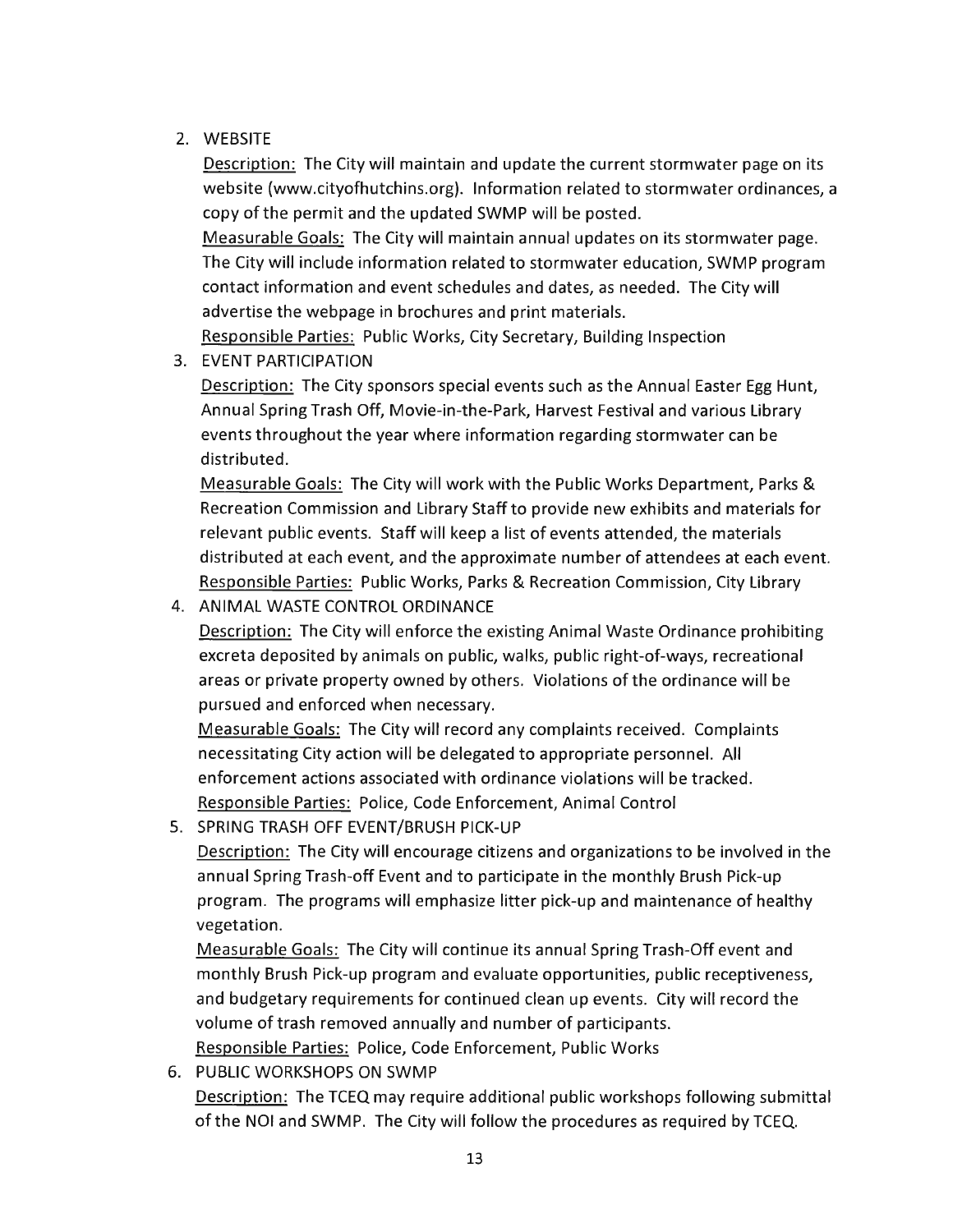2. WEBSITE

   Description: The City will maintain and update the current stormwater page on its website (www.cityofhutchins.org). Information related to stormwater ordinances, a copy of the permit and the updated SWMP will be posted.

   Measurable Goals: The City will maintain annual updates on its stormwater page. The City will include information related to stormwater education, SWMP program contact information and event schedules and dates, as needed. The City will advertise the webpage in brochures and print materials.

   Responsible Parties: Public Works, City Secretary, Building Inspection

3. EVENT PARTICIPATION

   Description: The City sponsors special events such as the Annual Easter Egg Hunt, Annual Spring Trash Off, Movie-in-the-Park, Harvest Festival and various Library events throughout the year where information regarding stormwater can be distributed.

   Measurable Goals: The City will work with the Public Works Department, Parks & Recreation Commission and Library Staff to provide new exhibits and materials for relevant public events. Staff will keep a list of events attended, the materials distributed at each event, and the approximate number of attendees at each event.

   Responsible Parties: Public Works, Parks & Recreation Commission, City Library

4. ANIMAL WASTE CONTROL ORDINANCE

   Description: The City will enforce the existing Animal Waste Ordinance prohibiting excreta deposited by animals on public, walks, public right-of-ways, recreational areas or private property owned by others. Violations of the ordinance will be pursued and enforced when necessary.

   Measurable Goals: The City will record any complaints received. Complaints necessitating City action will be delegated to appropriate personnel. All enforcement actions associated with ordinance violations will be tracked.

   Responsible Parties: Police, Code Enforcement, Animal Control

5. SPRING TRASH OFF EVENT/BRUSH PICK-UP

   Description: The City will encourage citizens and organizations to be involved in the annual Spring Trash-off Event and to participate in the monthly Brush Pick-up program. The programs will emphasize litter pick-up and maintenance of healthy vegetation.

   Measurable Goals: The City will continue its annual Spring Trash-Off event and monthly Brush Pick-up program and evaluate opportunities, public receptiveness, and budgetary requirements for continued clean up events. City will record the volume of trash removed annually and number of participants.

   Responsible Parties: Police, Code Enforcement, Public Works

6. PUBLIC WORKSHOPS ON SWMP

   Description: The TCEQ may require additional public workshops following submittal of the NOI and SWMP. The City will follow the procedures as required by TCEQ.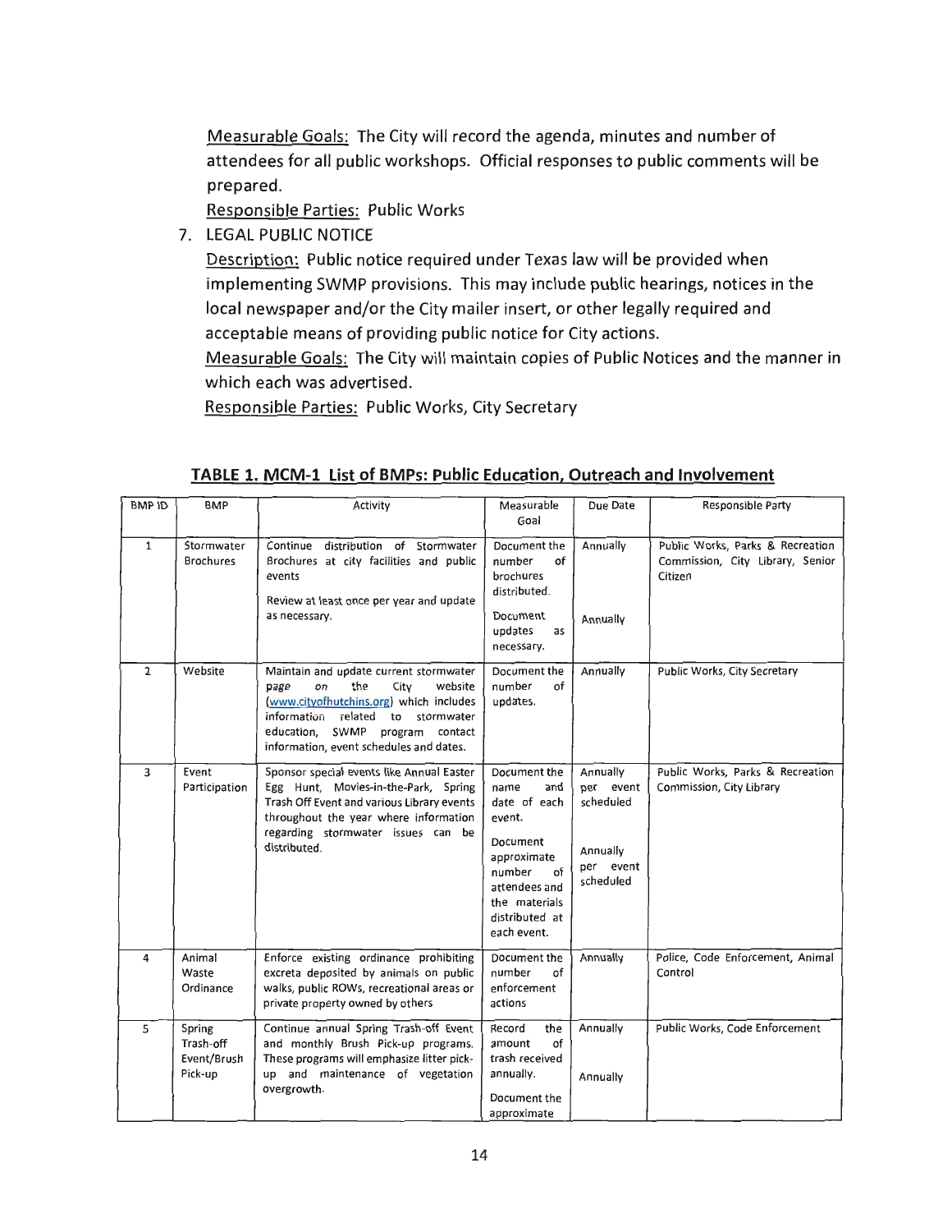Measurable Goals: The City will record the agenda, minutes and number of attendees for all public workshops. Official responses to public comments will be prepared.

Responsible Parties: Public Works

7. LEGAL PUBLIC NOTICE

   Description: Public notice required under Texas law will be provided when implementing SWMP provisions. This may include public hearings, notices in the local newspaper and/or the City mailer insert, or other legally required and acceptable means of providing public notice for City actions.

   Measurable Goals: The City will maintain copies of Public Notices and the manner in which each was advertised.

   Responsible Parties: Public Works, City Secretary

## TABLE 1. MCM-1 List of BMPs: Public Education, Outreach and Involvement

| BMP ID | BMP | Activity | Measurable Goal | Due Date | Responsible Party |
|---|---|---|---|---|---|
| 1 | Stormwater Brochures | Continue distribution of Stormwater Brochures at city facilities and public events<br><br>Review at least once per year and update as necessary. | Document the number of brochures distributed.<br><br>Document updates as necessary. | Annually<br><br>Annually | Public Works, Parks & Recreation Commission, City Library, Senior Citizen |
| 2 | Website | Maintain and update current stormwater page on the City website (www.cityofhutchins.org) which includes information related to stormwater education, SWMP program contact information, event schedules and dates. | Document the number of updates. | Annually | Public Works, City Secretary |
| 3 | Event Participation | Sponsor special events like Annual Easter Egg Hunt, Movies-in-the-Park, Spring Trash Off Event and various Library events throughout the year where information regarding stormwater issues can be distributed. | Document the name and date of each event.<br><br>Document approximate number of attendees and the materials distributed at each event. | Annually per event scheduled<br><br>Annually per event scheduled | Public Works, Parks & Recreation Commission, City Library |
| 4 | Animal Waste Ordinance | Enforce existing ordinance prohibiting excreta deposited by animals on public walks, public ROWs, recreational areas or private property owned by others | Document the number of enforcement actions | Annually | Police, Code Enforcement, Animal Control |
| 5 | Spring Trash-off Event/Brush Pick-up | Continue annual Spring Trash-off Event and monthly Brush Pick-up programs. These programs will emphasize litter pick-up and maintenance of vegetation overgrowth. | Record the amount of trash received annually.<br><br>Document the approximate | Annually<br><br>Annually | Public Works, Code Enforcement |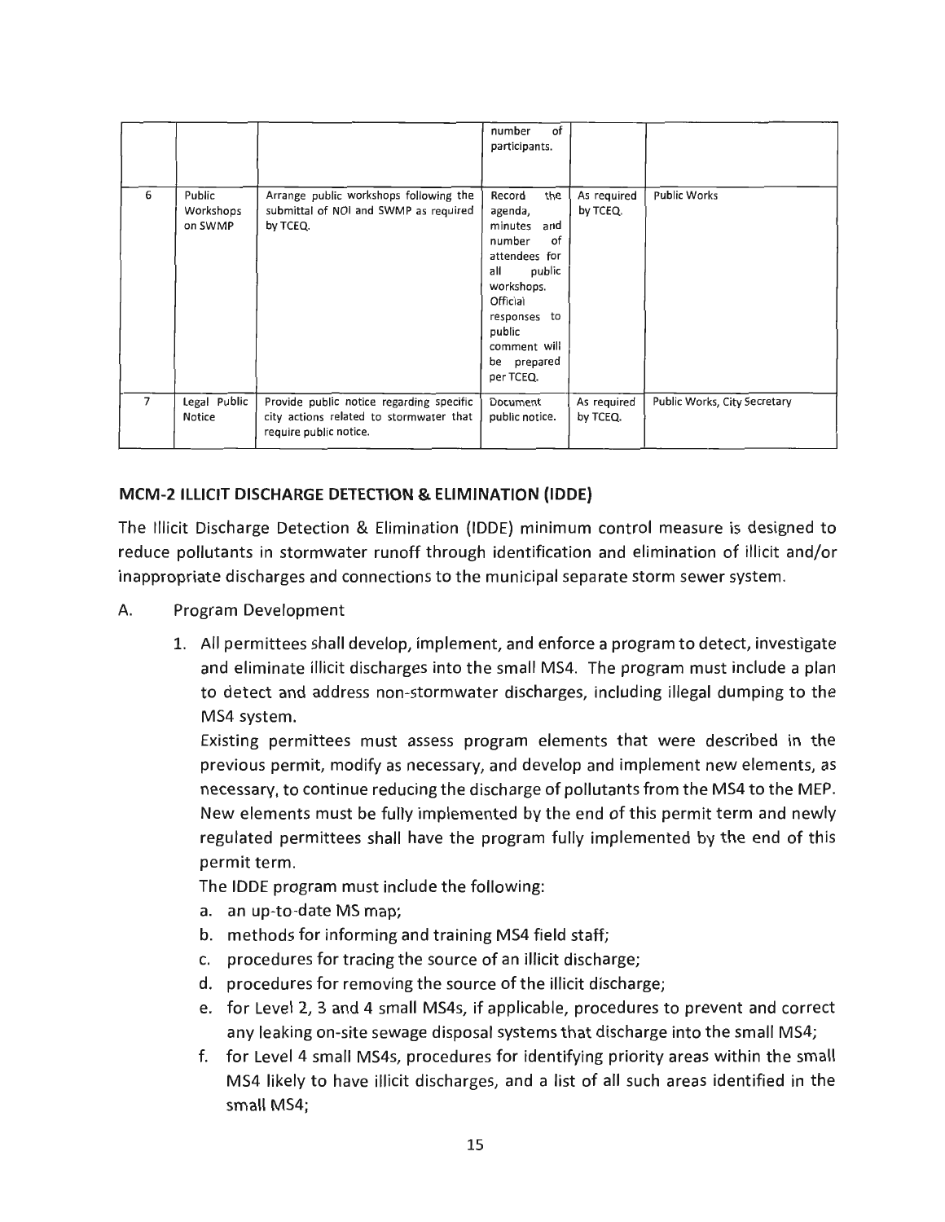|  |  |  | number of participants. |  |  |
| --- | --- | --- | --- | --- | --- |
| 6 | Public Workshops on SWMP | Arrange public workshops following the submittal of NOI and SWMP as required by TCEQ. | Record the agenda, minutes and number of attendees for all public workshops. Official responses to public comment will be prepared per TCEQ. | As required by TCEQ. | Public Works |
| 7 | Legal Public Notice | Provide public notice regarding specific city actions related to stormwater that require public notice. | Document public notice. | As required by TCEQ. | Public Works, City Secretary |

## MCM-2 ILLICIT DISCHARGE DETECTION & ELIMINATION (IDDE)

The Illicit Discharge Detection & Elimination (IDDE) minimum control measure is designed to reduce pollutants in stormwater runoff through identification and elimination of illicit and/or inappropriate discharges and connections to the municipal separate storm sewer system.

A. Program Development

1. All permittees shall develop, implement, and enforce a program to detect, investigate and eliminate illicit discharges into the small MS4. The program must include a plan to detect and address non-stormwater discharges, including illegal dumping to the MS4 system.

   Existing permittees must assess program elements that were described in the previous permit, modify as necessary, and develop and implement new elements, as necessary, to continue reducing the discharge of pollutants from the MS4 to the MEP. New elements must be fully implemented by the end of this permit term and newly regulated permittees shall have the program fully implemented by the end of this permit term.

   The IDDE program must include the following:

   a. an up-to-date MS map;
   b. methods for informing and training MS4 field staff;
   c. procedures for tracing the source of an illicit discharge;
   d. procedures for removing the source of the illicit discharge;
   e. for Level 2, 3 and 4 small MS4s, if applicable, procedures to prevent and correct any leaking on-site sewage disposal systems that discharge into the small MS4;
   f. for Level 4 small MS4s, procedures for identifying priority areas within the small MS4 likely to have illicit discharges, and a list of all such areas identified in the small MS4;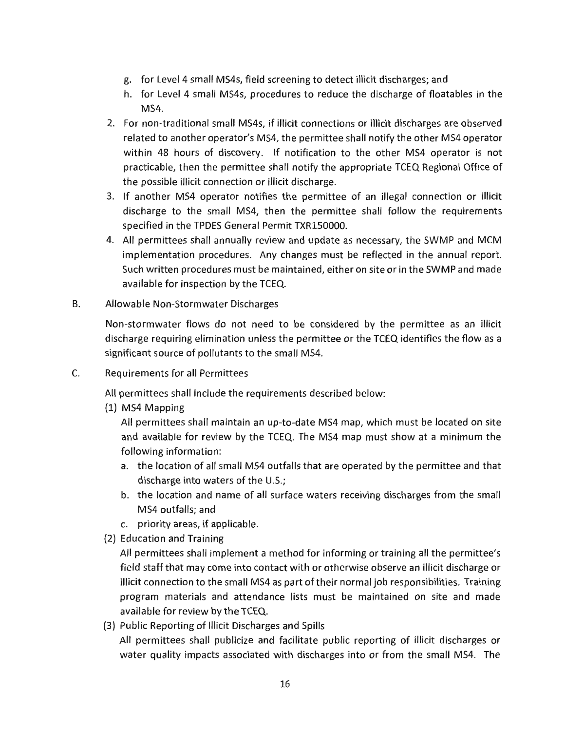g. for Level 4 small MS4s, field screening to detect illicit discharges; and
h. for Level 4 small MS4s, procedures to reduce the discharge of floatables in the MS4.

2. For non-traditional small MS4s, if illicit connections or illicit discharges are observed related to another operator's MS4, the permittee shall notify the other MS4 operator within 48 hours of discovery. If notification to the other MS4 operator is not practicable, then the permittee shall notify the appropriate TCEQ Regional Office of the possible illicit connection or illicit discharge.
3. If another MS4 operator notifies the permittee of an illegal connection or illicit discharge to the small MS4, then the permittee shall follow the requirements specified in the TPDES General Permit TXR150000.
4. All permittees shall annually review and update as necessary, the SWMP and MCM implementation procedures. Any changes must be reflected in the annual report. Such written procedures must be maintained, either on site or in the SWMP and made available for inspection by the TCEQ.

B. Allowable Non-Stormwater Discharges

Non-stormwater flows do not need to be considered by the permittee as an illicit discharge requiring elimination unless the permittee or the TCEQ identifies the flow as a significant source of pollutants to the small MS4.

C. Requirements for all Permittees

All permittees shall include the requirements described below:

(1) MS4 Mapping

All permittees shall maintain an up-to-date MS4 map, which must be located on site and available for review by the TCEQ. The MS4 map must show at a minimum the following information:

a. the location of all small MS4 outfalls that are operated by the permittee and that discharge into waters of the U.S.;
b. the location and name of all surface waters receiving discharges from the small MS4 outfalls; and
c. priority areas, if applicable.

(2) Education and Training

All permittees shall implement a method for informing or training all the permittee's field staff that may come into contact with or otherwise observe an illicit discharge or illicit connection to the small MS4 as part of their normal job responsibilities. Training program materials and attendance lists must be maintained on site and made available for review by the TCEQ.

(3) Public Reporting of Illicit Discharges and Spills

All permittees shall publicize and facilitate public reporting of illicit discharges or water quality impacts associated with discharges into or from the small MS4. The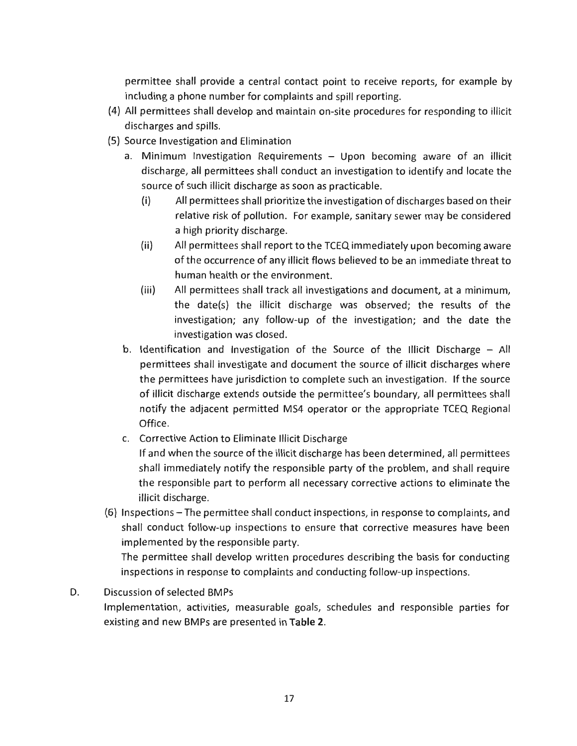permittee shall provide a central contact point to receive reports, for example by including a phone number for complaints and spill reporting.

(4) All permittees shall develop and maintain on-site procedures for responding to illicit discharges and spills.

(5) Source Investigation and Elimination

   a. Minimum Investigation Requirements – Upon becoming aware of an illicit discharge, all permittees shall conduct an investigation to identify and locate the source of such illicit discharge as soon as practicable.

      (i) All permittees shall prioritize the investigation of discharges based on their relative risk of pollution. For example, sanitary sewer may be considered a high priority discharge.

      (ii) All permittees shall report to the TCEQ immediately upon becoming aware of the occurrence of any illicit flows believed to be an immediate threat to human health or the environment.

      (iii) All permittees shall track all investigations and document, at a minimum, the date(s) the illicit discharge was observed; the results of the investigation; any follow-up of the investigation; and the date the investigation was closed.

   b. Identification and Investigation of the Source of the Illicit Discharge – All permittees shall investigate and document the source of illicit discharges where the permittees have jurisdiction to complete such an investigation. If the source of illicit discharge extends outside the permittee's boundary, all permittees shall notify the adjacent permitted MS4 operator or the appropriate TCEQ Regional Office.

   c. Corrective Action to Eliminate Illicit Discharge

      If and when the source of the illicit discharge has been determined, all permittees shall immediately notify the responsible party of the problem, and shall require the responsible part to perform all necessary corrective actions to eliminate the illicit discharge.

(6) Inspections – The permittee shall conduct inspections, in response to complaints, and shall conduct follow-up inspections to ensure that corrective measures have been implemented by the responsible party.

   The permittee shall develop written procedures describing the basis for conducting inspections in response to complaints and conducting follow-up inspections.

D. Discussion of selected BMPs

Implementation, activities, measurable goals, schedules and responsible parties for existing and new BMPs are presented in **Table 2**.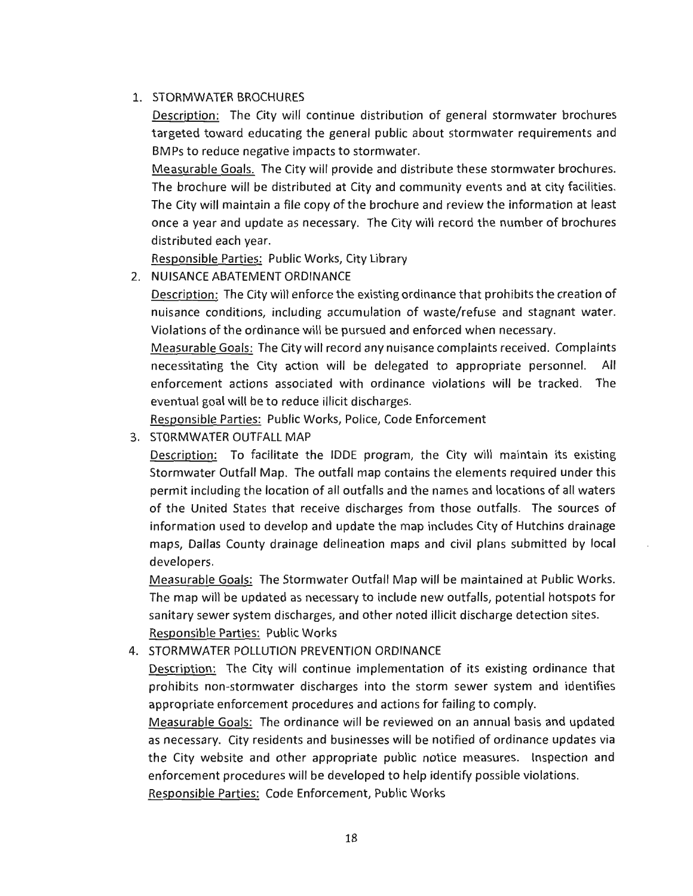1. STORMWATER BROCHURES

   Description: The City will continue distribution of general stormwater brochures targeted toward educating the general public about stormwater requirements and BMPs to reduce negative impacts to stormwater.

   Measurable Goals. The City will provide and distribute these stormwater brochures. The brochure will be distributed at City and community events and at city facilities. The City will maintain a file copy of the brochure and review the information at least once a year and update as necessary. The City will record the number of brochures distributed each year.

   Responsible Parties: Public Works, City Library

2. NUISANCE ABATEMENT ORDINANCE

   Description: The City will enforce the existing ordinance that prohibits the creation of nuisance conditions, including accumulation of waste/refuse and stagnant water. Violations of the ordinance will be pursued and enforced when necessary.

   Measurable Goals: The City will record any nuisance complaints received. Complaints necessitating the City action will be delegated to appropriate personnel. All enforcement actions associated with ordinance violations will be tracked. The eventual goal will be to reduce illicit discharges.

   Responsible Parties: Public Works, Police, Code Enforcement

3. STORMWATER OUTFALL MAP

   Description: To facilitate the IDDE program, the City will maintain its existing Stormwater Outfall Map. The outfall map contains the elements required under this permit including the location of all outfalls and the names and locations of all waters of the United States that receive discharges from those outfalls. The sources of information used to develop and update the map includes City of Hutchins drainage maps, Dallas County drainage delineation maps and civil plans submitted by local developers.

   Measurable Goals: The Stormwater Outfall Map will be maintained at Public Works. The map will be updated as necessary to include new outfalls, potential hotspots for sanitary sewer system discharges, and other noted illicit discharge detection sites.

   Responsible Parties: Public Works

4. STORMWATER POLLUTION PREVENTION ORDINANCE

   Description: The City will continue implementation of its existing ordinance that prohibits non-stormwater discharges into the storm sewer system and identifies appropriate enforcement procedures and actions for failing to comply.

   Measurable Goals: The ordinance will be reviewed on an annual basis and updated as necessary. City residents and businesses will be notified of ordinance updates via the City website and other appropriate public notice measures. Inspection and enforcement procedures will be developed to help identify possible violations.

   Responsible Parties: Code Enforcement, Public Works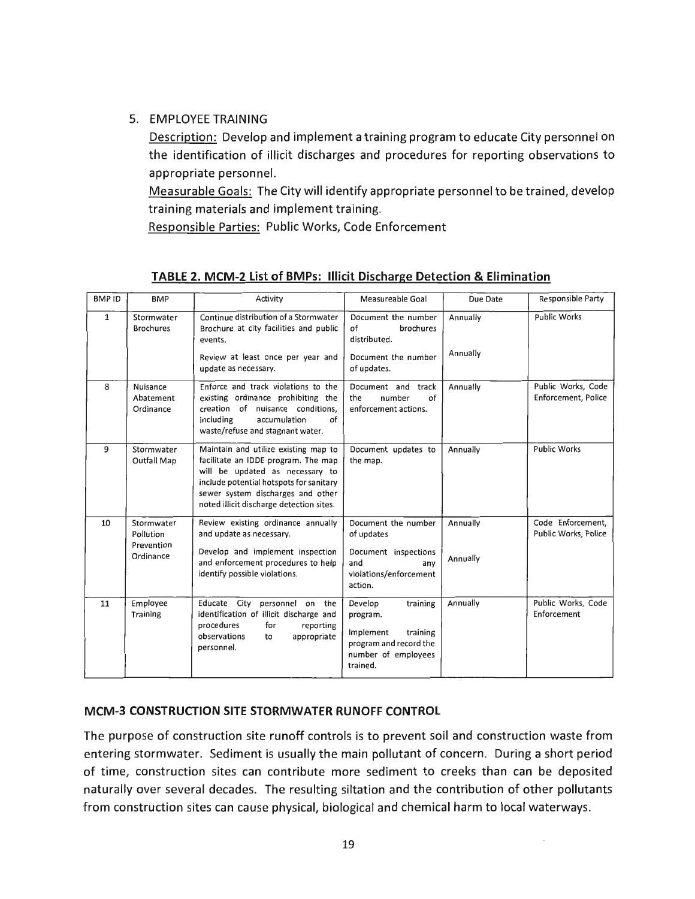5. EMPLOYEE TRAINING

   Description: Develop and implement a training program to educate City personnel on the identification of illicit discharges and procedures for reporting observations to appropriate personnel.

   Measurable Goals: The City will identify appropriate personnel to be trained, develop training materials and implement training.

   Responsible Parties: Public Works, Code Enforcement

**TABLE 2. MCM-2 List of BMPs: Illicit Discharge Detection & Elimination**

| BMP ID | BMP | Activity | Measureable Goal | Due Date | Responsible Party |
|---|---|---|---|---|---|
| 1 | Stormwater Brochures | Continue distribution of a Stormwater Brochure at city facilities and public events.<br><br>Review at least once per year and update as necessary. | Document the number of brochures distributed.<br><br>Document the number of updates. | Annually<br><br>Annually | Public Works |
| 8 | Nuisance Abatement Ordinance | Enforce and track violations to the existing ordinance prohibiting the creation of nuisance conditions, including accumulation of waste/refuse and stagnant water. | Document and track the number of enforcement actions. | Annually | Public Works, Code Enforcement, Police |
| 9 | Stormwater Outfall Map | Maintain and utilize existing map to facilitate an IDDE program. The map will be updated as necessary to include potential hotspots for sanitary sewer system discharges and other noted illicit discharge detection sites. | Document updates to the map. | Annually | Public Works |
| 10 | Stormwater Pollution Prevention Ordinance | Review existing ordinance annually and update as necessary.<br><br>Develop and implement inspection and enforcement procedures to help identify possible violations. | Document the number of updates<br><br>Document inspections and any violations/enforcement action. | Annually<br><br>Annually | Code Enforcement, Public Works, Police |
| 11 | Employee Training | Educate City personnel on the identification of illicit discharge and procedures for reporting observations to appropriate personnel. | Develop training program.<br><br>Implement training program and record the number of employees trained. | Annually | Public Works, Code Enforcement |

### MCM-3 CONSTRUCTION SITE STORMWATER RUNOFF CONTROL

The purpose of construction site runoff controls is to prevent soil and construction waste from entering stormwater. Sediment is usually the main pollutant of concern. During a short period of time, construction sites can contribute more sediment to creeks than can be deposited naturally over several decades. The resulting siltation and the contribution of other pollutants from construction sites can cause physical, biological and chemical harm to local waterways.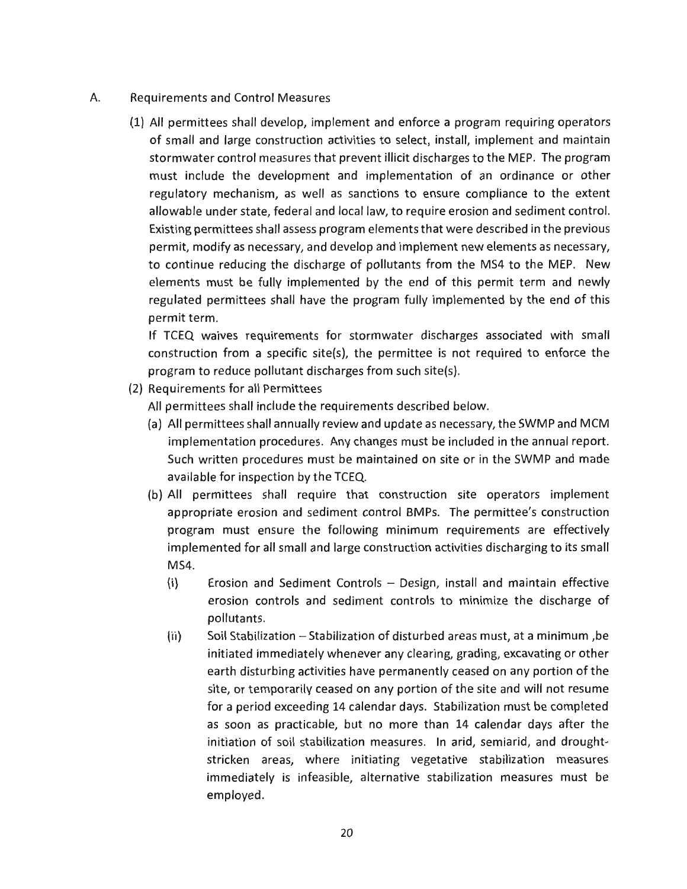A. Requirements and Control Measures

(1) All permittees shall develop, implement and enforce a program requiring operators of small and large construction activities to select, install, implement and maintain stormwater control measures that prevent illicit discharges to the MEP. The program must include the development and implementation of an ordinance or other regulatory mechanism, as well as sanctions to ensure compliance to the extent allowable under state, federal and local law, to require erosion and sediment control. Existing permittees shall assess program elements that were described in the previous permit, modify as necessary, and develop and implement new elements as necessary, to continue reducing the discharge of pollutants from the MS4 to the MEP. New elements must be fully implemented by the end of this permit term and newly regulated permittees shall have the program fully implemented by the end of this permit term.

If TCEQ waives requirements for stormwater discharges associated with small construction from a specific site(s), the permittee is not required to enforce the program to reduce pollutant discharges from such site(s).

(2) Requirements for all Permittees

All permittees shall include the requirements described below.

(a) All permittees shall annually review and update as necessary, the SWMP and MCM implementation procedures. Any changes must be included in the annual report. Such written procedures must be maintained on site or in the SWMP and made available for inspection by the TCEQ.

(b) All permittees shall require that construction site operators implement appropriate erosion and sediment control BMPs. The permittee's construction program must ensure the following minimum requirements are effectively implemented for all small and large construction activities discharging to its small MS4.

(i) Erosion and Sediment Controls – Design, install and maintain effective erosion controls and sediment controls to minimize the discharge of pollutants.

(ii) Soil Stabilization – Stabilization of disturbed areas must, at a minimum ,be initiated immediately whenever any clearing, grading, excavating or other earth disturbing activities have permanently ceased on any portion of the site, or temporarily ceased on any portion of the site and will not resume for a period exceeding 14 calendar days. Stabilization must be completed as soon as practicable, but no more than 14 calendar days after the initiation of soil stabilization measures. In arid, semiarid, and drought-stricken areas, where initiating vegetative stabilization measures immediately is infeasible, alternative stabilization measures must be employed.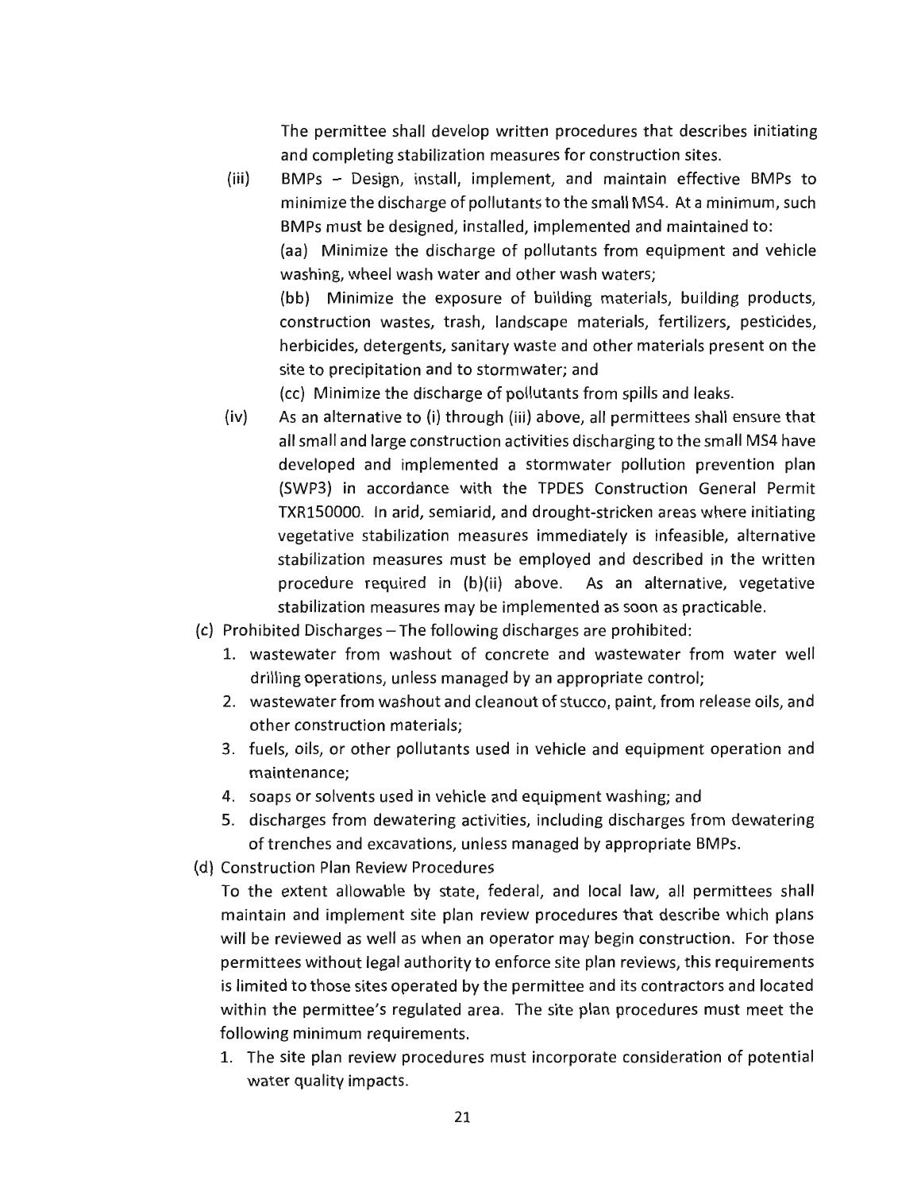The permittee shall develop written procedures that describes initiating and completing stabilization measures for construction sites.

(iii) BMPs – Design, install, implement, and maintain effective BMPs to minimize the discharge of pollutants to the small MS4. At a minimum, such BMPs must be designed, installed, implemented and maintained to:

(aa) Minimize the discharge of pollutants from equipment and vehicle washing, wheel wash water and other wash waters;

(bb) Minimize the exposure of building materials, building products, construction wastes, trash, landscape materials, fertilizers, pesticides, herbicides, detergents, sanitary waste and other materials present on the site to precipitation and to stormwater; and

(cc) Minimize the discharge of pollutants from spills and leaks.

(iv) As an alternative to (i) through (iii) above, all permittees shall ensure that all small and large construction activities discharging to the small MS4 have developed and implemented a stormwater pollution prevention plan (SWP3) in accordance with the TPDES Construction General Permit TXR150000. In arid, semiarid, and drought-stricken areas where initiating vegetative stabilization measures immediately is infeasible, alternative stabilization measures must be employed and described in the written procedure required in (b)(ii) above. As an alternative, vegetative stabilization measures may be implemented as soon as practicable.

(c) Prohibited Discharges – The following discharges are prohibited:

1. wastewater from washout of concrete and wastewater from water well drilling operations, unless managed by an appropriate control;
2. wastewater from washout and cleanout of stucco, paint, from release oils, and other construction materials;
3. fuels, oils, or other pollutants used in vehicle and equipment operation and maintenance;
4. soaps or solvents used in vehicle and equipment washing; and
5. discharges from dewatering activities, including discharges from dewatering of trenches and excavations, unless managed by appropriate BMPs.

(d) Construction Plan Review Procedures

To the extent allowable by state, federal, and local law, all permittees shall maintain and implement site plan review procedures that describe which plans will be reviewed as well as when an operator may begin construction. For those permittees without legal authority to enforce site plan reviews, this requirements is limited to those sites operated by the permittee and its contractors and located within the permittee's regulated area. The site plan procedures must meet the following minimum requirements.

1. The site plan review procedures must incorporate consideration of potential water quality impacts.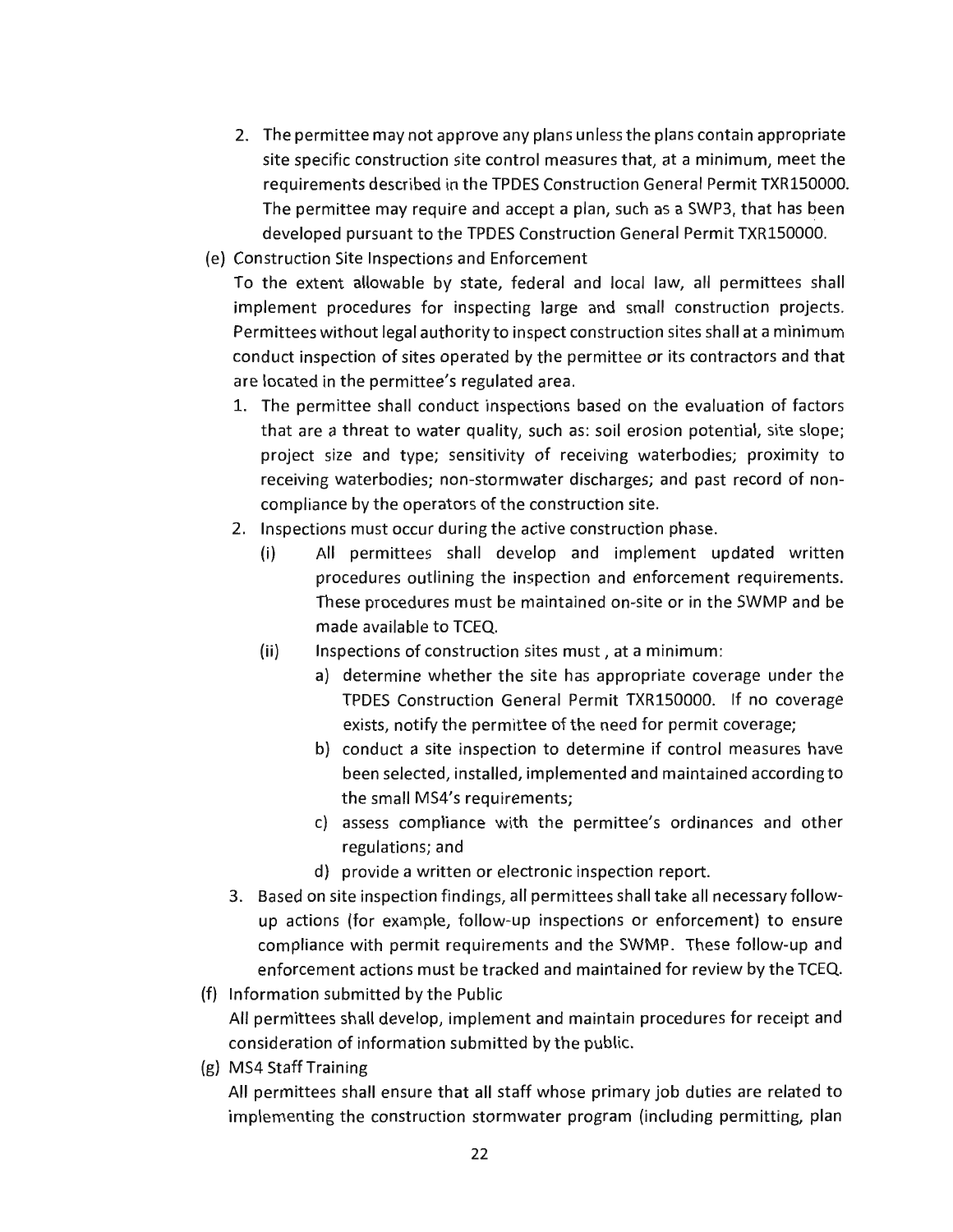2. The permittee may not approve any plans unless the plans contain appropriate site specific construction site control measures that, at a minimum, meet the requirements described in the TPDES Construction General Permit TXR150000. The permittee may require and accept a plan, such as a SWP3, that has been developed pursuant to the TPDES Construction General Permit TXR150000.

(e) Construction Site Inspections and Enforcement

To the extent allowable by state, federal and local law, all permittees shall implement procedures for inspecting large and small construction projects. Permittees without legal authority to inspect construction sites shall at a minimum conduct inspection of sites operated by the permittee or its contractors and that are located in the permittee's regulated area.

1. The permittee shall conduct inspections based on the evaluation of factors that are a threat to water quality, such as: soil erosion potential, site slope; project size and type; sensitivity of receiving waterbodies; proximity to receiving waterbodies; non-stormwater discharges; and past record of non-compliance by the operators of the construction site.
2. Inspections must occur during the active construction phase.
   - (i) All permittees shall develop and implement updated written procedures outlining the inspection and enforcement requirements. These procedures must be maintained on-site or in the SWMP and be made available to TCEQ.
   - (ii) Inspections of construction sites must , at a minimum:
     - a) determine whether the site has appropriate coverage under the TPDES Construction General Permit TXR150000. If no coverage exists, notify the permittee of the need for permit coverage;
     - b) conduct a site inspection to determine if control measures have been selected, installed, implemented and maintained according to the small MS4's requirements;
     - c) assess compliance with the permittee's ordinances and other regulations; and
     - d) provide a written or electronic inspection report.
3. Based on site inspection findings, all permittees shall take all necessary follow-up actions (for example, follow-up inspections or enforcement) to ensure compliance with permit requirements and the SWMP. These follow-up and enforcement actions must be tracked and maintained for review by the TCEQ.

(f) Information submitted by the Public

All permittees shall develop, implement and maintain procedures for receipt and consideration of information submitted by the public.

(g) MS4 Staff Training

All permittees shall ensure that all staff whose primary job duties are related to implementing the construction stormwater program (including permitting, plan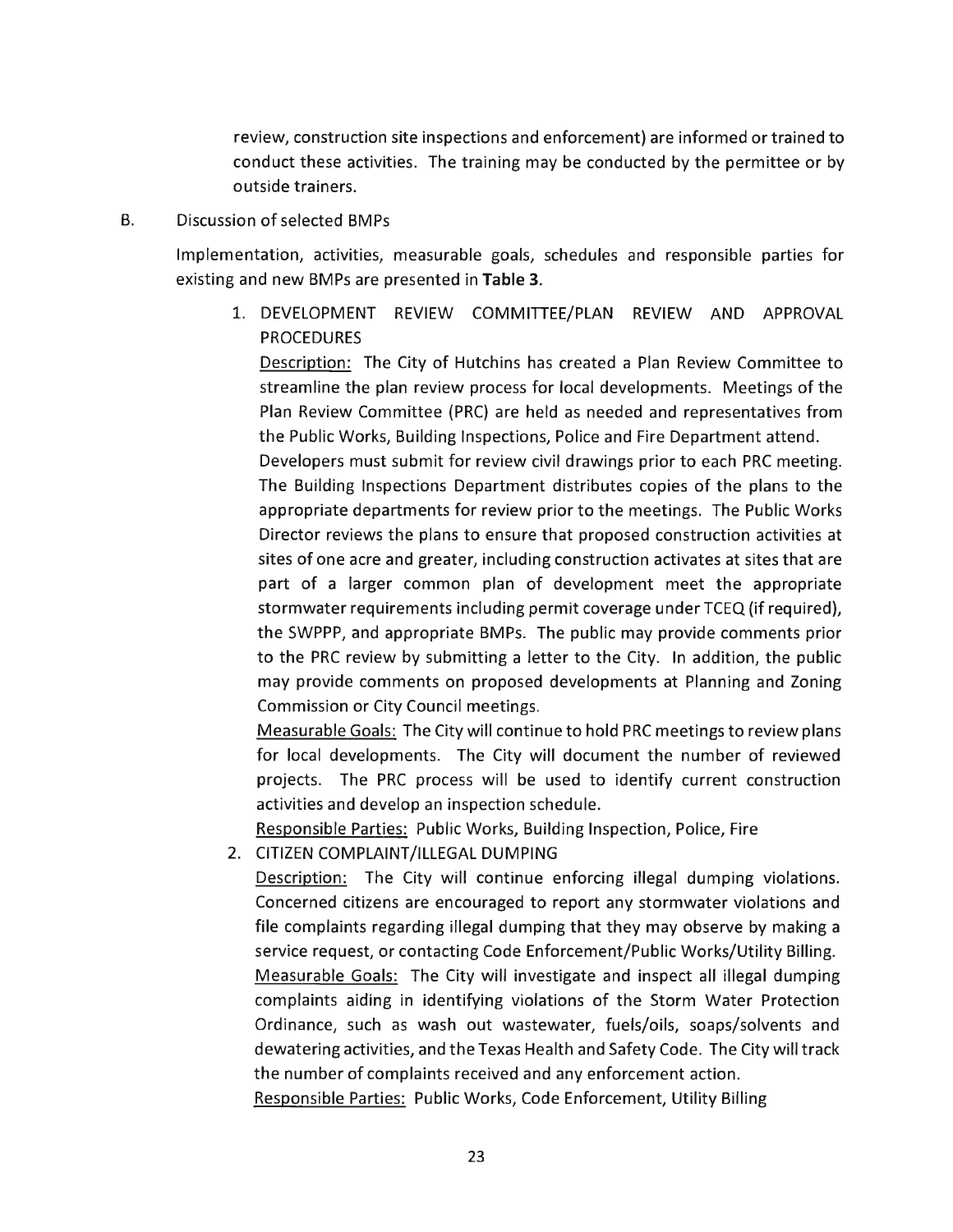review, construction site inspections and enforcement) are informed or trained to conduct these activities. The training may be conducted by the permittee or by outside trainers.

B. Discussion of selected BMPs

Implementation, activities, measurable goals, schedules and responsible parties for existing and new BMPs are presented in **Table 3**.

1. DEVELOPMENT REVIEW COMMITTEE/PLAN REVIEW AND APPROVAL PROCEDURES

   Description: The City of Hutchins has created a Plan Review Committee to streamline the plan review process for local developments. Meetings of the Plan Review Committee (PRC) are held as needed and representatives from the Public Works, Building Inspections, Police and Fire Department attend.
   Developers must submit for review civil drawings prior to each PRC meeting. The Building Inspections Department distributes copies of the plans to the appropriate departments for review prior to the meetings. The Public Works Director reviews the plans to ensure that proposed construction activities at sites of one acre and greater, including construction activates at sites that are part of a larger common plan of development meet the appropriate stormwater requirements including permit coverage under TCEQ (if required), the SWPPP, and appropriate BMPs. The public may provide comments prior to the PRC review by submitting a letter to the City. In addition, the public may provide comments on proposed developments at Planning and Zoning Commission or City Council meetings.

   Measurable Goals: The City will continue to hold PRC meetings to review plans for local developments. The City will document the number of reviewed projects. The PRC process will be used to identify current construction activities and develop an inspection schedule.

   Responsible Parties: Public Works, Building Inspection, Police, Fire

2. CITIZEN COMPLAINT/ILLEGAL DUMPING

   Description: The City will continue enforcing illegal dumping violations. Concerned citizens are encouraged to report any stormwater violations and file complaints regarding illegal dumping that they may observe by making a service request, or contacting Code Enforcement/Public Works/Utility Billing.

   Measurable Goals: The City will investigate and inspect all illegal dumping complaints aiding in identifying violations of the Storm Water Protection Ordinance, such as wash out wastewater, fuels/oils, soaps/solvents and dewatering activities, and the Texas Health and Safety Code. The City will track the number of complaints received and any enforcement action.

   Responsible Parties: Public Works, Code Enforcement, Utility Billing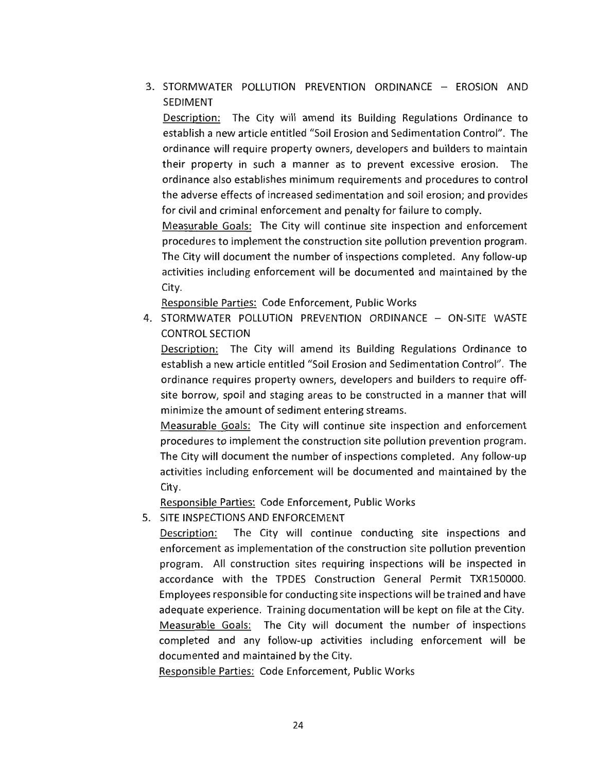3. STORMWATER POLLUTION PREVENTION ORDINANCE – EROSION AND SEDIMENT

   Description: The City will amend its Building Regulations Ordinance to establish a new article entitled "Soil Erosion and Sedimentation Control". The ordinance will require property owners, developers and builders to maintain their property in such a manner as to prevent excessive erosion. The ordinance also establishes minimum requirements and procedures to control the adverse effects of increased sedimentation and soil erosion; and provides for civil and criminal enforcement and penalty for failure to comply.

   Measurable Goals: The City will continue site inspection and enforcement procedures to implement the construction site pollution prevention program. The City will document the number of inspections completed. Any follow-up activities including enforcement will be documented and maintained by the City.

   Responsible Parties: Code Enforcement, Public Works

4. STORMWATER POLLUTION PREVENTION ORDINANCE – ON-SITE WASTE CONTROL SECTION

   Description: The City will amend its Building Regulations Ordinance to establish a new article entitled "Soil Erosion and Sedimentation Control". The ordinance requires property owners, developers and builders to require off-site borrow, spoil and staging areas to be constructed in a manner that will minimize the amount of sediment entering streams.

   Measurable Goals: The City will continue site inspection and enforcement procedures to implement the construction site pollution prevention program. The City will document the number of inspections completed. Any follow-up activities including enforcement will be documented and maintained by the City.

   Responsible Parties: Code Enforcement, Public Works

5. SITE INSPECTIONS AND ENFORCEMENT

   Description: The City will continue conducting site inspections and enforcement as implementation of the construction site pollution prevention program. All construction sites requiring inspections will be inspected in accordance with the TPDES Construction General Permit TXR150000. Employees responsible for conducting site inspections will be trained and have adequate experience. Training documentation will be kept on file at the City.

   Measurable Goals: The City will document the number of inspections completed and any follow-up activities including enforcement will be documented and maintained by the City.

   Responsible Parties: Code Enforcement, Public Works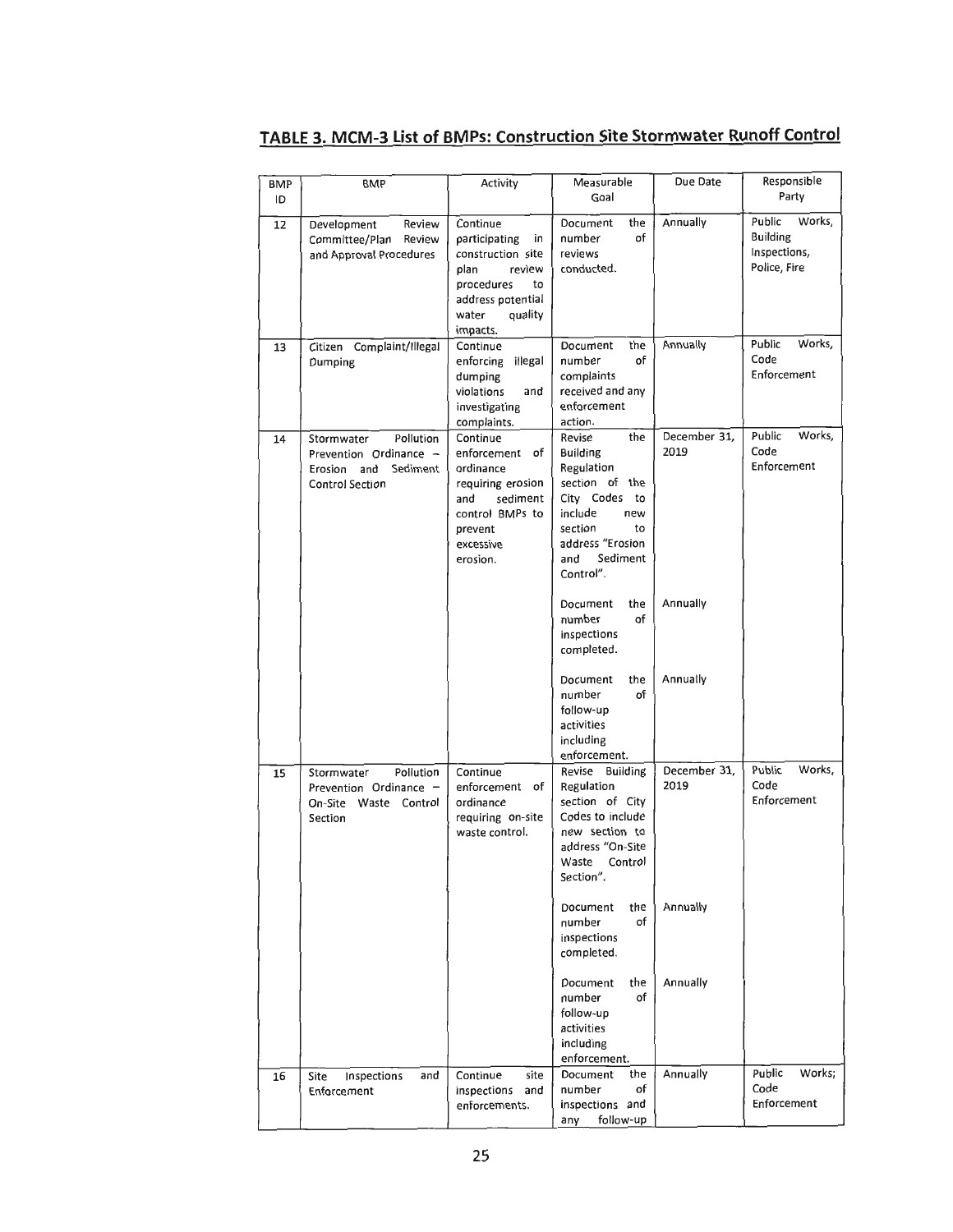## TABLE 3. MCM-3 List of BMPs: Construction Site Stormwater Runoff Control

| BMP ID | BMP | Activity | Measurable Goal | Due Date | Responsible Party |
|---|---|---|---|---|---|
| 12 | Development Review Committee/Plan Review and Approval Procedures | Continue participating in construction site plan review procedures to address potential water quality impacts. | Document the number of reviews conducted. | Annually | Public Works, Building Inspections, Police, Fire |
| 13 | Citizen Complaint/Illegal Dumping | Continue enforcing illegal dumping violations and investigating complaints. | Document the number of complaints received and any enforcement action. | Annually | Public Works, Code Enforcement |
| 14 | Stormwater Pollution Prevention Ordinance – Erosion and Sediment Control Section | Continue enforcement of ordinance requiring erosion and sediment control BMPs to prevent excessive erosion. | Revise the Building Regulation section of the City Codes to include new section to address "Erosion and Sediment Control". | December 31, 2019 | Public Works, Code Enforcement |
| | | | Document the number of inspections completed. | Annually | |
| | | | Document the number of follow-up activities including enforcement. | Annually | |
| 15 | Stormwater Pollution Prevention Ordinance – On-Site Waste Control Section | Continue enforcement of ordinance requiring on-site waste control. | Revise Building Regulation section of City Codes to include new section to address "On-Site Waste Control Section". | December 31, 2019 | Public Works, Code Enforcement |
| | | | Document the number of inspections completed. | Annually | |
| | | | Document the number of follow-up activities including enforcement. | Annually | |
| 16 | Site Inspections and Enforcement | Continue site inspections and enforcements. | Document the number of inspections and any follow-up | Annually | Public Works; Code Enforcement |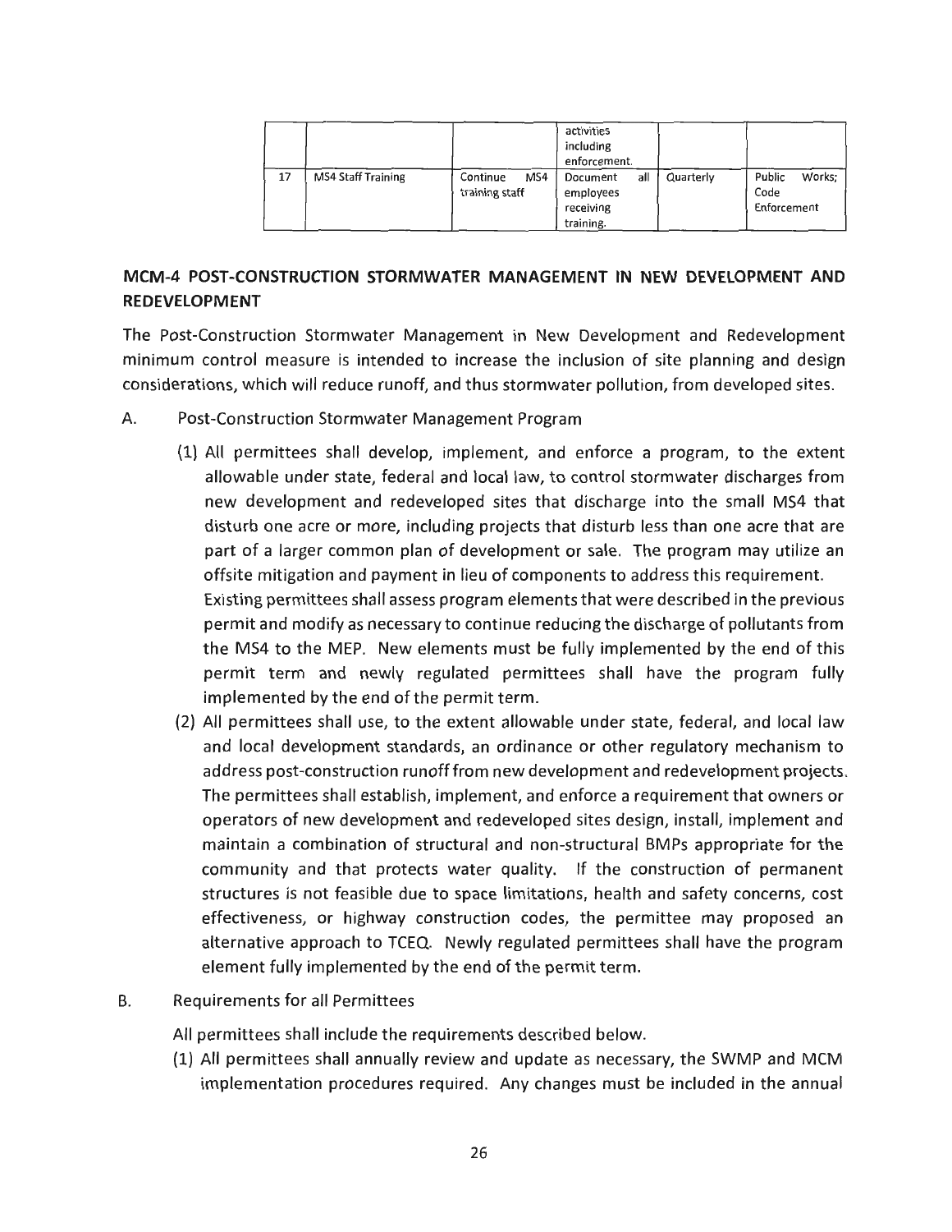|  |  |  | activities including enforcement. |  |  |
|---|---|---|---|---|---|
| 17 | MS4 Staff Training | Continue MS4 training staff | Document all employees receiving training. | Quarterly | Public Works; Code Enforcement |

## MCM-4 POST-CONSTRUCTION STORMWATER MANAGEMENT IN NEW DEVELOPMENT AND REDEVELOPMENT

The Post-Construction Stormwater Management in New Development and Redevelopment minimum control measure is intended to increase the inclusion of site planning and design considerations, which will reduce runoff, and thus stormwater pollution, from developed sites.

A. Post-Construction Stormwater Management Program

(1) All permittees shall develop, implement, and enforce a program, to the extent allowable under state, federal and local law, to control stormwater discharges from new development and redeveloped sites that discharge into the small MS4 that disturb one acre or more, including projects that disturb less than one acre that are part of a larger common plan of development or sale. The program may utilize an offsite mitigation and payment in lieu of components to address this requirement. Existing permittees shall assess program elements that were described in the previous permit and modify as necessary to continue reducing the discharge of pollutants from the MS4 to the MEP. New elements must be fully implemented by the end of this permit term and newly regulated permittees shall have the program fully implemented by the end of the permit term.

(2) All permittees shall use, to the extent allowable under state, federal, and local law and local development standards, an ordinance or other regulatory mechanism to address post-construction runoff from new development and redevelopment projects. The permittees shall establish, implement, and enforce a requirement that owners or operators of new development and redeveloped sites design, install, implement and maintain a combination of structural and non-structural BMPs appropriate for the community and that protects water quality. If the construction of permanent structures is not feasible due to space limitations, health and safety concerns, cost effectiveness, or highway construction codes, the permittee may proposed an alternative approach to TCEQ. Newly regulated permittees shall have the program element fully implemented by the end of the permit term.

B. Requirements for all Permittees

All permittees shall include the requirements described below.

(1) All permittees shall annually review and update as necessary, the SWMP and MCM implementation procedures required. Any changes must be included in the annual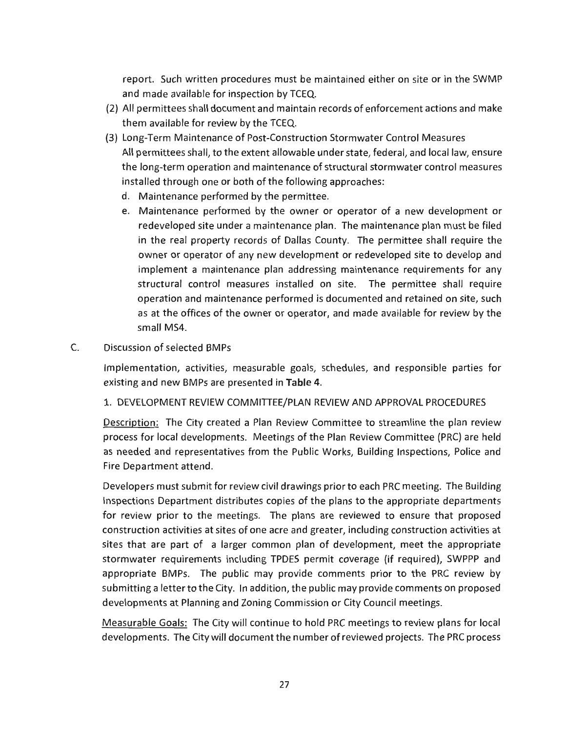report. Such written procedures must be maintained either on site or in the SWMP and made available for inspection by TCEQ.

(2) All permittees shall document and maintain records of enforcement actions and make them available for review by the TCEQ.

(3) Long-Term Maintenance of Post-Construction Stormwater Control Measures
All permittees shall, to the extent allowable under state, federal, and local law, ensure the long-term operation and maintenance of structural stormwater control measures installed through one or both of the following approaches:

d. Maintenance performed by the permittee.

e. Maintenance performed by the owner or operator of a new development or redeveloped site under a maintenance plan. The maintenance plan must be filed in the real property records of Dallas County. The permittee shall require the owner or operator of any new development or redeveloped site to develop and implement a maintenance plan addressing maintenance requirements for any structural control measures installed on site. The permittee shall require operation and maintenance performed is documented and retained on site, such as at the offices of the owner or operator, and made available for review by the small MS4.

C. Discussion of selected BMPs

Implementation, activities, measurable goals, schedules, and responsible parties for existing and new BMPs are presented in **Table 4**.

1. DEVELOPMENT REVIEW COMMITTEE/PLAN REVIEW AND APPROVAL PROCEDURES

Description: The City created a Plan Review Committee to streamline the plan review process for local developments. Meetings of the Plan Review Committee (PRC) are held as needed and representatives from the Public Works, Building Inspections, Police and Fire Department attend.

Developers must submit for review civil drawings prior to each PRC meeting. The Building Inspections Department distributes copies of the plans to the appropriate departments for review prior to the meetings. The plans are reviewed to ensure that proposed construction activities at sites of one acre and greater, including construction activities at sites that are part of a larger common plan of development, meet the appropriate stormwater requirements including TPDES permit coverage (if required), SWPPP and appropriate BMPs. The public may provide comments prior to the PRC review by submitting a letter to the City. In addition, the public may provide comments on proposed developments at Planning and Zoning Commission or City Council meetings.

Measurable Goals: The City will continue to hold PRC meetings to review plans for local developments. The City will document the number of reviewed projects. The PRC process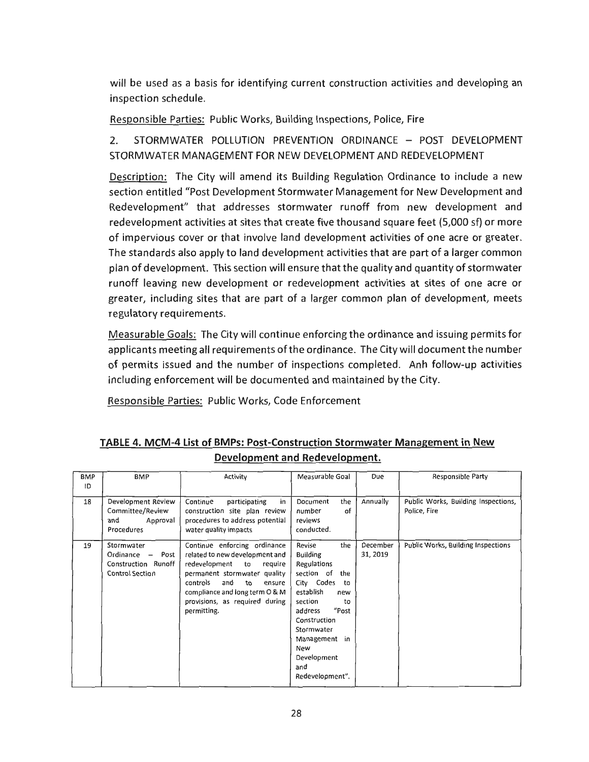will be used as a basis for identifying current construction activities and developing an inspection schedule.

Responsible Parties: Public Works, Building Inspections, Police, Fire

2. STORMWATER POLLUTION PREVENTION ORDINANCE – POST DEVELOPMENT STORMWATER MANAGEMENT FOR NEW DEVELOPMENT AND REDEVELOPMENT

Description: The City will amend its Building Regulation Ordinance to include a new section entitled "Post Development Stormwater Management for New Development and Redevelopment" that addresses stormwater runoff from new development and redevelopment activities at sites that create five thousand square feet (5,000 sf) or more of impervious cover or that involve land development activities of one acre or greater. The standards also apply to land development activities that are part of a larger common plan of development. This section will ensure that the quality and quantity of stormwater runoff leaving new development or redevelopment activities at sites of one acre or greater, including sites that are part of a larger common plan of development, meets regulatory requirements.

Measurable Goals: The City will continue enforcing the ordinance and issuing permits for applicants meeting all requirements of the ordinance. The City will document the number of permits issued and the number of inspections completed. Anh follow-up activities including enforcement will be documented and maintained by the City.

Responsible Parties: Public Works, Code Enforcement

**TABLE 4. MCM-4 List of BMPs: Post-Construction Stormwater Management in New Development and Redevelopment.**

| BMP ID | BMP | Activity | Measurable Goal | Due | Responsible Party |
|---|---|---|---|---|---|
| 18 | Development Review Committee/Review and Approval Procedures | Continue participating in construction site plan review procedures to address potential water quality impacts | Document the number of reviews conducted. | Annually | Public Works, Building Inspections, Police, Fire |
| 19 | Stormwater Ordinance – Post Construction Runoff Control Section | Continue enforcing ordinance related to new development and redevelopment to require permanent stormwater quality controls and to ensure compliance and long term O & M provisions, as required during permitting. | Revise the Building Regulations section of the City Codes to establish new section to address "Post Construction Stormwater Management in New Development and Redevelopment". | December 31, 2019 | Public Works, Building Inspections |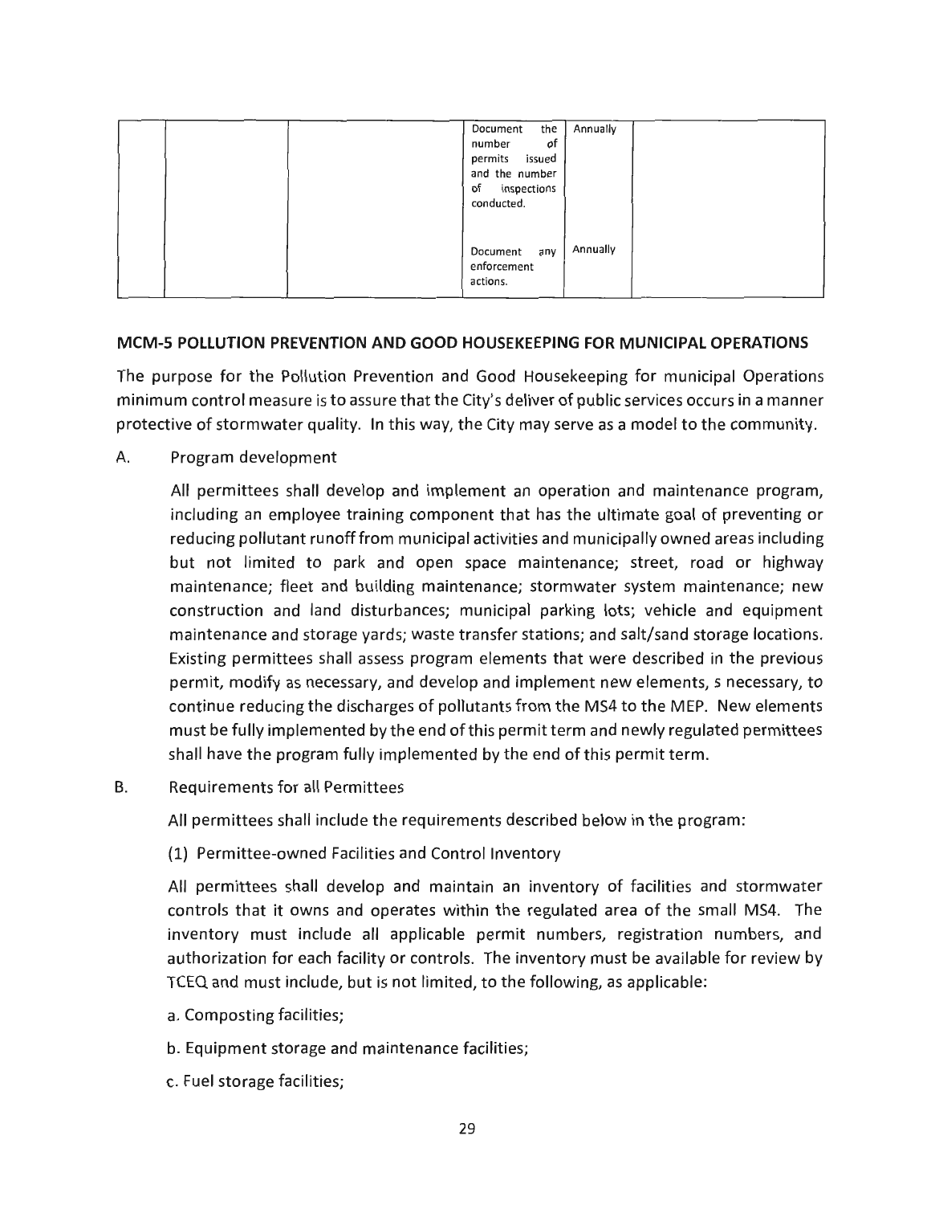|  |  |  | Document the number of permits issued and the number of inspections conducted. | Annually |  |
|---|---|---|---|---|---|
|  |  |  | Document any enforcement actions. | Annually |  |

## MCM-5 POLLUTION PREVENTION AND GOOD HOUSEKEEPING FOR MUNICIPAL OPERATIONS

The purpose for the Pollution Prevention and Good Housekeeping for municipal Operations minimum control measure is to assure that the City's deliver of public services occurs in a manner protective of stormwater quality. In this way, the City may serve as a model to the community.

A. Program development

All permittees shall develop and implement an operation and maintenance program, including an employee training component that has the ultimate goal of preventing or reducing pollutant runoff from municipal activities and municipally owned areas including but not limited to park and open space maintenance; street, road or highway maintenance; fleet and building maintenance; stormwater system maintenance; new construction and land disturbances; municipal parking lots; vehicle and equipment maintenance and storage yards; waste transfer stations; and salt/sand storage locations. Existing permittees shall assess program elements that were described in the previous permit, modify as necessary, and develop and implement new elements, s necessary, to continue reducing the discharges of pollutants from the MS4 to the MEP. New elements must be fully implemented by the end of this permit term and newly regulated permittees shall have the program fully implemented by the end of this permit term.

B. Requirements for all Permittees

All permittees shall include the requirements described below in the program:

(1) Permittee-owned Facilities and Control Inventory

All permittees shall develop and maintain an inventory of facilities and stormwater controls that it owns and operates within the regulated area of the small MS4. The inventory must include all applicable permit numbers, registration numbers, and authorization for each facility or controls. The inventory must be available for review by TCEQ and must include, but is not limited, to the following, as applicable:

a. Composting facilities;

b. Equipment storage and maintenance facilities;

c. Fuel storage facilities;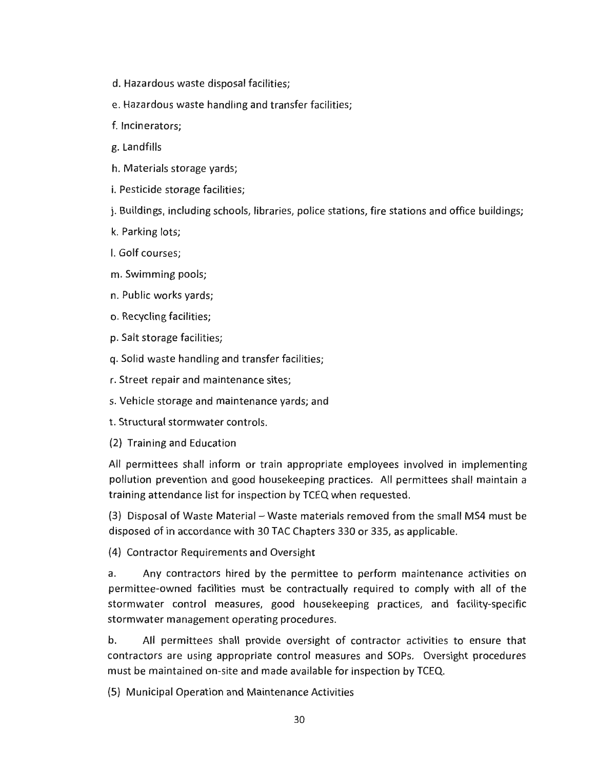d. Hazardous waste disposal facilities;

e. Hazardous waste handling and transfer facilities;

f. Incinerators;

g. Landfills

h. Materials storage yards;

i. Pesticide storage facilities;

j. Buildings, including schools, libraries, police stations, fire stations and office buildings;

k. Parking lots;

l. Golf courses;

m. Swimming pools;

n. Public works yards;

o. Recycling facilities;

p. Salt storage facilities;

q. Solid waste handling and transfer facilities;

r. Street repair and maintenance sites;

s. Vehicle storage and maintenance yards; and

t. Structural stormwater controls.

(2) Training and Education

All permittees shall inform or train appropriate employees involved in implementing pollution prevention and good housekeeping practices. All permittees shall maintain a training attendance list for inspection by TCEQ when requested.

(3) Disposal of Waste Material – Waste materials removed from the small MS4 must be disposed of in accordance with 30 TAC Chapters 330 or 335, as applicable.

(4) Contractor Requirements and Oversight

a. Any contractors hired by the permittee to perform maintenance activities on permittee-owned facilities must be contractually required to comply with all of the stormwater control measures, good housekeeping practices, and facility-specific stormwater management operating procedures.

b. All permittees shall provide oversight of contractor activities to ensure that contractors are using appropriate control measures and SOPs. Oversight procedures must be maintained on-site and made available for inspection by TCEQ.

(5) Municipal Operation and Maintenance Activities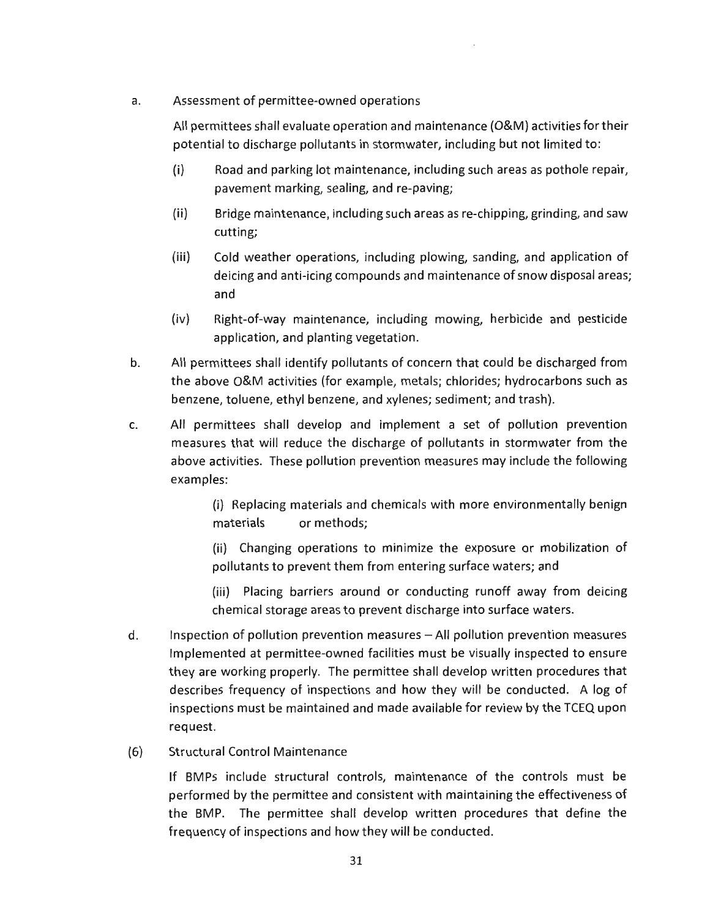a. Assessment of permittee-owned operations

   All permittees shall evaluate operation and maintenance (O&M) activities for their potential to discharge pollutants in stormwater, including but not limited to:

   (i) Road and parking lot maintenance, including such areas as pothole repair, pavement marking, sealing, and re-paving;

   (ii) Bridge maintenance, including such areas as re-chipping, grinding, and saw cutting;

   (iii) Cold weather operations, including plowing, sanding, and application of deicing and anti-icing compounds and maintenance of snow disposal areas; and

   (iv) Right-of-way maintenance, including mowing, herbicide and pesticide application, and planting vegetation.

b. All permittees shall identify pollutants of concern that could be discharged from the above O&M activities (for example, metals; chlorides; hydrocarbons such as benzene, toluene, ethyl benzene, and xylenes; sediment; and trash).

c. All permittees shall develop and implement a set of pollution prevention measures that will reduce the discharge of pollutants in stormwater from the above activities. These pollution prevention measures may include the following examples:

   (i) Replacing materials and chemicals with more environmentally benign materials or methods;

   (ii) Changing operations to minimize the exposure or mobilization of pollutants to prevent them from entering surface waters; and

   (iii) Placing barriers around or conducting runoff away from deicing chemical storage areas to prevent discharge into surface waters.

d. Inspection of pollution prevention measures – All pollution prevention measures Implemented at permittee-owned facilities must be visually inspected to ensure they are working properly. The permittee shall develop written procedures that describes frequency of inspections and how they will be conducted. A log of inspections must be maintained and made available for review by the TCEQ upon request.

(6) Structural Control Maintenance

   If BMPs include structural controls, maintenance of the controls must be performed by the permittee and consistent with maintaining the effectiveness of the BMP. The permittee shall develop written procedures that define the frequency of inspections and how they will be conducted.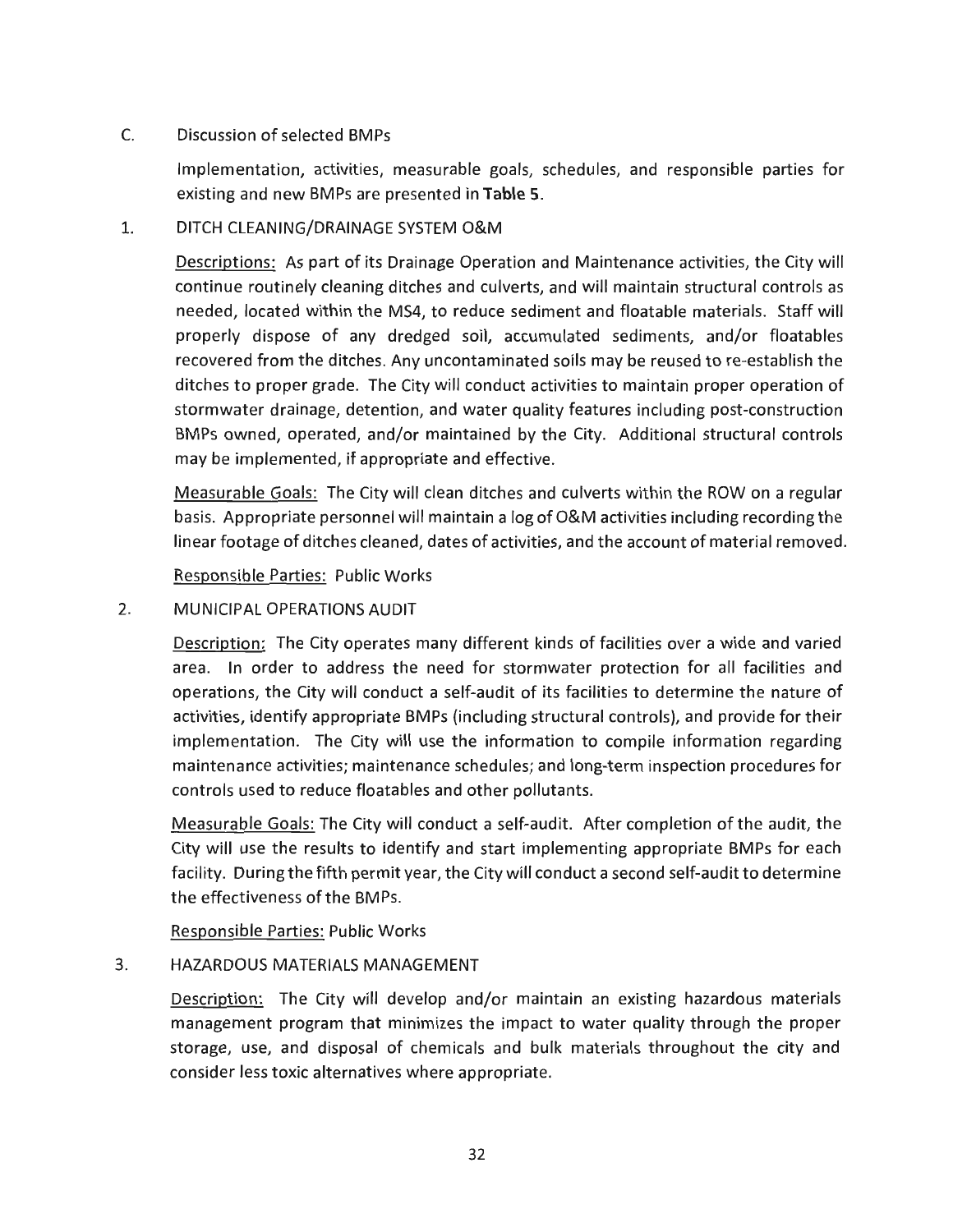C. Discussion of selected BMPs

Implementation, activities, measurable goals, schedules, and responsible parties for existing and new BMPs are presented in **Table 5**.

1. DITCH CLEANING/DRAINAGE SYSTEM O&M

Descriptions: As part of its Drainage Operation and Maintenance activities, the City will continue routinely cleaning ditches and culverts, and will maintain structural controls as needed, located within the MS4, to reduce sediment and floatable materials. Staff will properly dispose of any dredged soil, accumulated sediments, and/or floatables recovered from the ditches. Any uncontaminated soils may be reused to re-establish the ditches to proper grade. The City will conduct activities to maintain proper operation of stormwater drainage, detention, and water quality features including post-construction BMPs owned, operated, and/or maintained by the City. Additional structural controls may be implemented, if appropriate and effective.

Measurable Goals: The City will clean ditches and culverts within the ROW on a regular basis. Appropriate personnel will maintain a log of O&M activities including recording the linear footage of ditches cleaned, dates of activities, and the account of material removed.

Responsible Parties: Public Works

2. MUNICIPAL OPERATIONS AUDIT

Description: The City operates many different kinds of facilities over a wide and varied area. In order to address the need for stormwater protection for all facilities and operations, the City will conduct a self-audit of its facilities to determine the nature of activities, identify appropriate BMPs (including structural controls), and provide for their implementation. The City will use the information to compile information regarding maintenance activities; maintenance schedules; and long-term inspection procedures for controls used to reduce floatables and other pollutants.

Measurable Goals: The City will conduct a self-audit. After completion of the audit, the City will use the results to identify and start implementing appropriate BMPs for each facility. During the fifth permit year, the City will conduct a second self-audit to determine the effectiveness of the BMPs.

Responsible Parties: Public Works

3. HAZARDOUS MATERIALS MANAGEMENT

Description: The City will develop and/or maintain an existing hazardous materials management program that minimizes the impact to water quality through the proper storage, use, and disposal of chemicals and bulk materials throughout the city and consider less toxic alternatives where appropriate.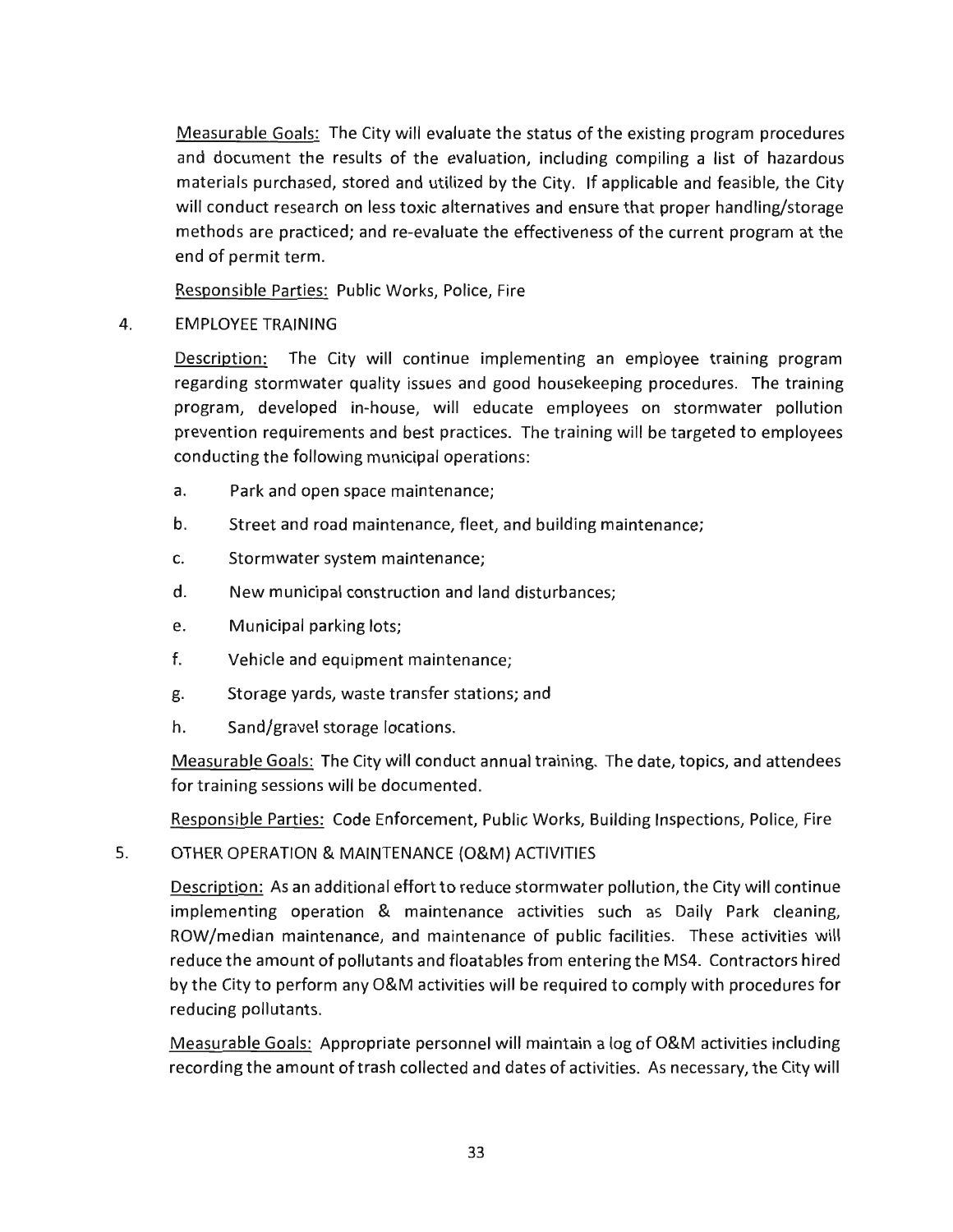Measurable Goals: The City will evaluate the status of the existing program procedures and document the results of the evaluation, including compiling a list of hazardous materials purchased, stored and utilized by the City. If applicable and feasible, the City will conduct research on less toxic alternatives and ensure that proper handling/storage methods are practiced; and re-evaluate the effectiveness of the current program at the end of permit term.

Responsible Parties: Public Works, Police, Fire

4. EMPLOYEE TRAINING

Description: The City will continue implementing an employee training program regarding stormwater quality issues and good housekeeping procedures. The training program, developed in-house, will educate employees on stormwater pollution prevention requirements and best practices. The training will be targeted to employees conducting the following municipal operations:

a. Park and open space maintenance;

b. Street and road maintenance, fleet, and building maintenance;

c. Stormwater system maintenance;

d. New municipal construction and land disturbances;

e. Municipal parking lots;

f. Vehicle and equipment maintenance;

g. Storage yards, waste transfer stations; and

h. Sand/gravel storage locations.

Measurable Goals: The City will conduct annual training. The date, topics, and attendees for training sessions will be documented.

Responsible Parties: Code Enforcement, Public Works, Building Inspections, Police, Fire

5. OTHER OPERATION & MAINTENANCE (O&M) ACTIVITIES

Description: As an additional effort to reduce stormwater pollution, the City will continue implementing operation & maintenance activities such as Daily Park cleaning, ROW/median maintenance, and maintenance of public facilities. These activities will reduce the amount of pollutants and floatables from entering the MS4. Contractors hired by the City to perform any O&M activities will be required to comply with procedures for reducing pollutants.

Measurable Goals: Appropriate personnel will maintain a log of O&M activities including recording the amount of trash collected and dates of activities. As necessary, the City will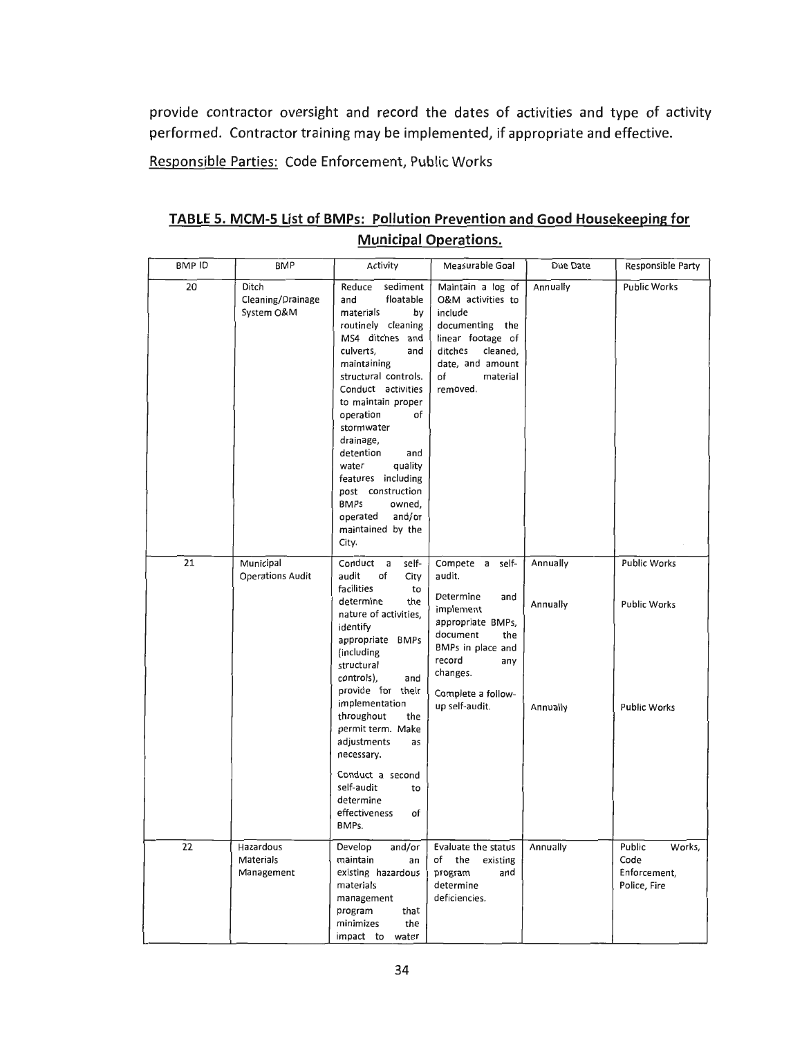provide contractor oversight and record the dates of activities and type of activity performed. Contractor training may be implemented, if appropriate and effective.

Responsible Parties: Code Enforcement, Public Works

**TABLE 5. MCM-5 List of BMPs: Pollution Prevention and Good Housekeeping for Municipal Operations.**

| BMP ID | BMP | Activity | Measurable Goal | Due Date | Responsible Party |
|---|---|---|---|---|---|
| 20 | Ditch Cleaning/Drainage System O&M | Reduce sediment and floatable materials by routinely cleaning MS4 ditches and culverts, and maintaining structural controls. Conduct activities to maintain proper operation of stormwater drainage, detention and water quality features including post construction BMPs owned, operated and/or maintained by the City. | Maintain a log of O&M activities to include documenting the linear footage of ditches cleaned, date, and amount of material removed. | Annually | Public Works |
| 21 | Municipal Operations Audit | Conduct a self-audit of City facilities to determine the nature of activities, identify appropriate BMPs (including structural controls), and provide for their implementation throughout the permit term. Make adjustments as necessary.<br><br>Conduct a second self-audit to determine effectiveness of BMPs. | Compete a self-audit.<br><br>Determine and implement appropriate BMPs, document the BMPs in place and record any changes.<br><br>Complete a follow-up self-audit. | Annually<br><br>Annually<br><br>Annually | Public Works<br><br>Public Works<br><br>Public Works |
| 22 | Hazardous Materials Management | Develop and/or maintain an existing hazardous materials management program that minimizes the impact to water | Evaluate the status of the existing program and determine deficiencies. | Annually | Public Works, Code Enforcement, Police, Fire |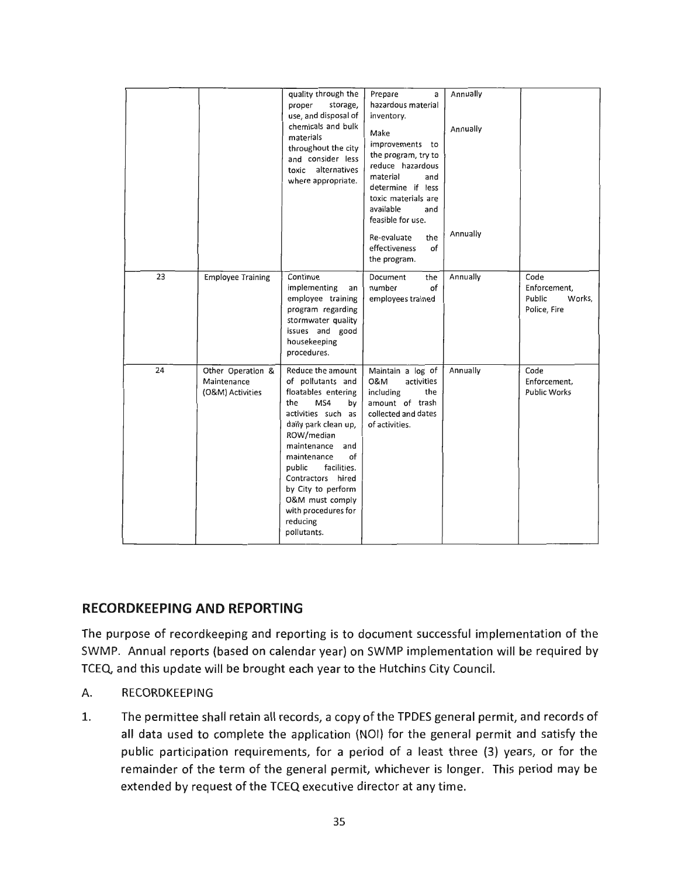| | | quality through the proper storage, use, and disposal of chemicals and bulk materials throughout the city and consider less toxic alternatives where appropriate. | Prepare a hazardous material inventory.<br><br>Make improvements to the program, try to reduce hazardous material and determine if less toxic materials are available and feasible for use.<br><br>Re-evaluate the effectiveness of the program. | Annually<br><br>Annually<br><br>Annually | |
|---|---|---|---|---|---|
| 23 | Employee Training | Continue implementing an employee training program regarding stormwater quality issues and good housekeeping procedures. | Document the number of employees trained | Annually | Code Enforcement, Public Works, Police, Fire |
| 24 | Other Operation & Maintenance (O&M) Activities | Reduce the amount of pollutants and floatables entering the MS4 by activities such as daily park clean up, ROW/median maintenance and maintenance of public facilities. Contractors hired by City to perform O&M must comply with procedures for reducing pollutants. | Maintain a log of O&M activities including the amount of trash collected and dates of activities. | Annually | Code Enforcement, Public Works |

## RECORDKEEPING AND REPORTING

The purpose of recordkeeping and reporting is to document successful implementation of the SWMP. Annual reports (based on calendar year) on SWMP implementation will be required by TCEQ, and this update will be brought each year to the Hutchins City Council.

A. RECORDKEEPING

1. The permittee shall retain all records, a copy of the TPDES general permit, and records of all data used to complete the application (NOI) for the general permit and satisfy the public participation requirements, for a period of a least three (3) years, or for the remainder of the term of the general permit, whichever is longer. This period may be extended by request of the TCEQ executive director at any time.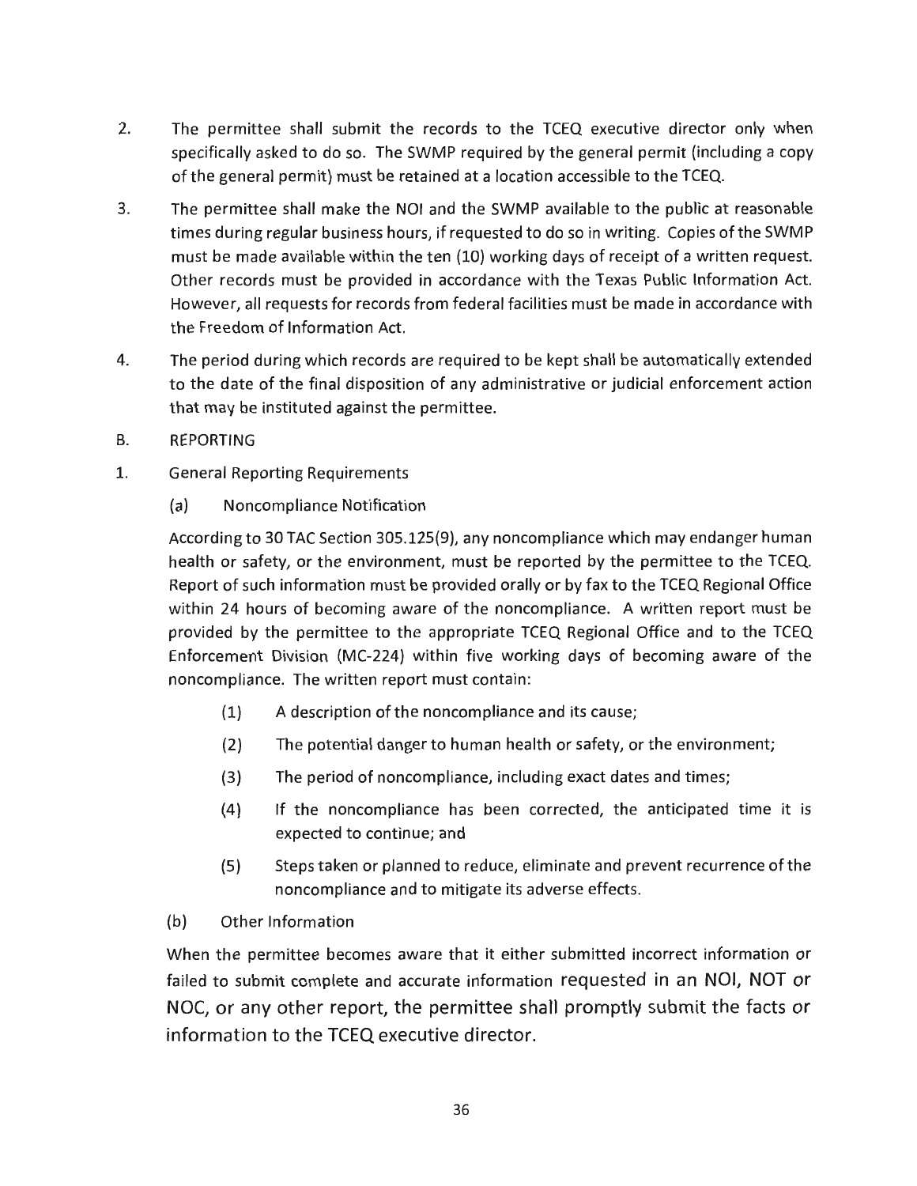2. The permittee shall submit the records to the TCEQ executive director only when specifically asked to do so. The SWMP required by the general permit (including a copy of the general permit) must be retained at a location accessible to the TCEQ.

3. The permittee shall make the NOI and the SWMP available to the public at reasonable times during regular business hours, if requested to do so in writing. Copies of the SWMP must be made available within the ten (10) working days of receipt of a written request. Other records must be provided in accordance with the Texas Public Information Act. However, all requests for records from federal facilities must be made in accordance with the Freedom of Information Act.

4. The period during which records are required to be kept shall be automatically extended to the date of the final disposition of any administrative or judicial enforcement action that may be instituted against the permittee.

B. REPORTING

1. General Reporting Requirements

   (a) Noncompliance Notification

   According to 30 TAC Section 305.125(9), any noncompliance which may endanger human health or safety, or the environment, must be reported by the permittee to the TCEQ. Report of such information must be provided orally or by fax to the TCEQ Regional Office within 24 hours of becoming aware of the noncompliance. A written report must be provided by the permittee to the appropriate TCEQ Regional Office and to the TCEQ Enforcement Division (MC-224) within five working days of becoming aware of the noncompliance. The written report must contain:

   (1) A description of the noncompliance and its cause;

   (2) The potential danger to human health or safety, or the environment;

   (3) The period of noncompliance, including exact dates and times;

   (4) If the noncompliance has been corrected, the anticipated time it is expected to continue; and

   (5) Steps taken or planned to reduce, eliminate and prevent recurrence of the noncompliance and to mitigate its adverse effects.

   (b) Other Information

   When the permittee becomes aware that it either submitted incorrect information or failed to submit complete and accurate information requested in an NOI, NOT or NOC, or any other report, the permittee shall promptly submit the facts or information to the TCEQ executive director.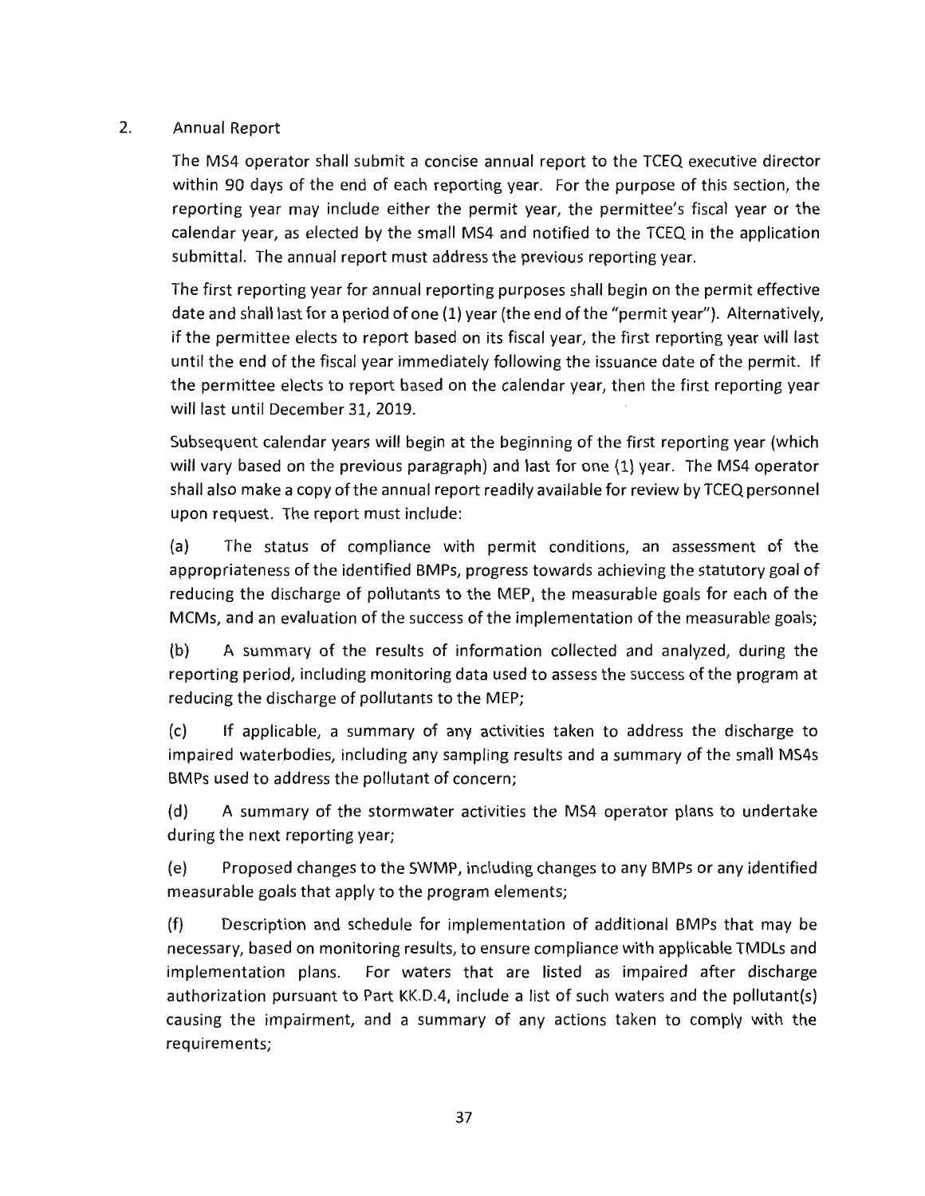2. Annual Report

The MS4 operator shall submit a concise annual report to the TCEQ executive director within 90 days of the end of each reporting year. For the purpose of this section, the reporting year may include either the permit year, the permittee's fiscal year or the calendar year, as elected by the small MS4 and notified to the TCEQ in the application submittal. The annual report must address the previous reporting year.

The first reporting year for annual reporting purposes shall begin on the permit effective date and shall last for a period of one (1) year (the end of the "permit year"). Alternatively, if the permittee elects to report based on its fiscal year, the first reporting year will last until the end of the fiscal year immediately following the issuance date of the permit. If the permittee elects to report based on the calendar year, then the first reporting year will last until December 31, 2019.

Subsequent calendar years will begin at the beginning of the first reporting year (which will vary based on the previous paragraph) and last for one (1) year. The MS4 operator shall also make a copy of the annual report readily available for review by TCEQ personnel upon request. The report must include:

(a) The status of compliance with permit conditions, an assessment of the appropriateness of the identified BMPs, progress towards achieving the statutory goal of reducing the discharge of pollutants to the MEP, the measurable goals for each of the MCMs, and an evaluation of the success of the implementation of the measurable goals;

(b) A summary of the results of information collected and analyzed, during the reporting period, including monitoring data used to assess the success of the program at reducing the discharge of pollutants to the MEP;

(c) If applicable, a summary of any activities taken to address the discharge to impaired waterbodies, including any sampling results and a summary of the small MS4s BMPs used to address the pollutant of concern;

(d) A summary of the stormwater activities the MS4 operator plans to undertake during the next reporting year;

(e) Proposed changes to the SWMP, including changes to any BMPs or any identified measurable goals that apply to the program elements;

(f) Description and schedule for implementation of additional BMPs that may be necessary, based on monitoring results, to ensure compliance with applicable TMDLs and implementation plans. For waters that are listed as impaired after discharge authorization pursuant to Part KK.D.4, include a list of such waters and the pollutant(s) causing the impairment, and a summary of any actions taken to comply with the requirements;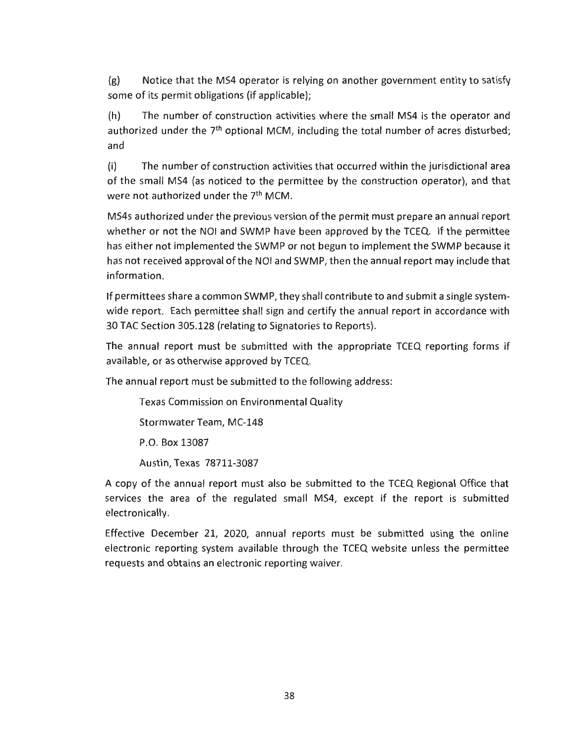(g) Notice that the MS4 operator is relying on another government entity to satisfy some of its permit obligations (if applicable);

(h) The number of construction activities where the small MS4 is the operator and authorized under the 7th optional MCM, including the total number of acres disturbed; and

(i) The number of construction activities that occurred within the jurisdictional area of the small MS4 (as noticed to the permittee by the construction operator), and that were not authorized under the 7th MCM.

MS4s authorized under the previous version of the permit must prepare an annual report whether or not the NOI and SWMP have been approved by the TCEQ. If the permittee has either not implemented the SWMP or not begun to implement the SWMP because it has not received approval of the NOI and SWMP, then the annual report may include that information.

If permittees share a common SWMP, they shall contribute to and submit a single system-wide report. Each permittee shall sign and certify the annual report in accordance with 30 TAC Section 305.128 (relating to Signatories to Reports).

The annual report must be submitted with the appropriate TCEQ reporting forms if available, or as otherwise approved by TCEQ.

The annual report must be submitted to the following address:

> Texas Commission on Environmental Quality
>
> Stormwater Team, MC-148
>
> P.O. Box 13087
>
> Austin, Texas 78711-3087

A copy of the annual report must also be submitted to the TCEQ Regional Office that services the area of the regulated small MS4, except if the report is submitted electronically.

Effective December 21, 2020, annual reports must be submitted using the online electronic reporting system available through the TCEQ website unless the permittee requests and obtains an electronic reporting waiver.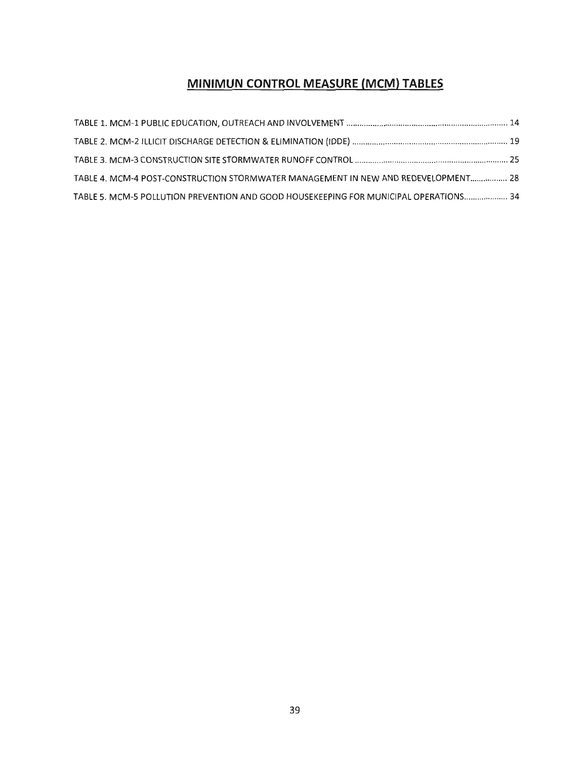# MINIMUN CONTROL MEASURE (MCM) TABLES

TABLE 1. MCM-1 PUBLIC EDUCATION, OUTREACH AND INVOLVEMENT .......................................................................... 14

TABLE 2. MCM-2 ILLICIT DISCHARGE DETECTION & ELIMINATION (IDDE) ........................................................................ 19

TABLE 3. MCM-3 CONSTRUCTION SITE STORMWATER RUNOFF CONTROL ....................................................................... 25

TABLE 4. MCM-4 POST-CONSTRUCTION STORMWATER MANAGEMENT IN NEW AND REDEVELOPMENT.................. 28

TABLE 5. MCM-5 POLLUTION PREVENTION AND GOOD HOUSEKEEPING FOR MUNICIPAL OPERATIONS..................... 34